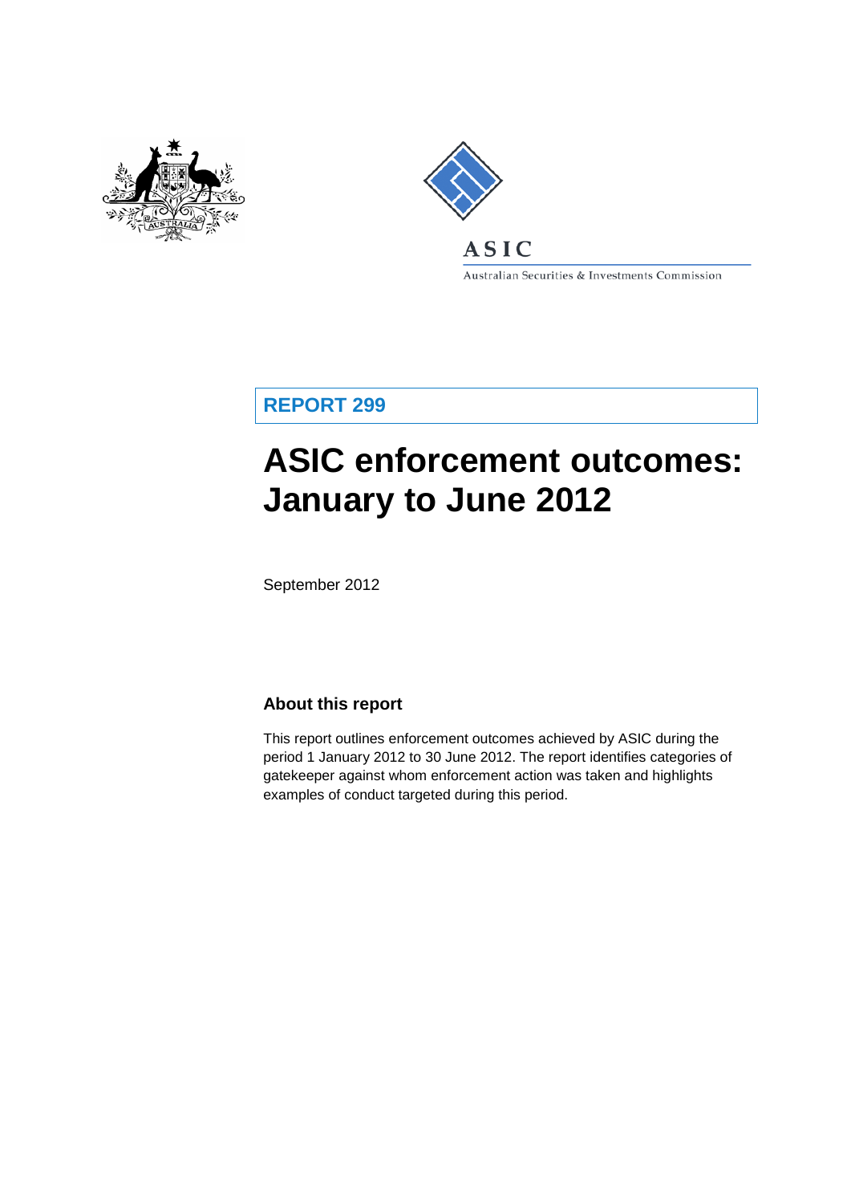ASIC

Australian Securities & Investments Commission

**REPORT 299**

# ASIC enforcement outcomes: January to June 2012

September 2012

## About this report

This report outlines enforcement outcomes achieved by ASIC during the period 1 January 2012 to 30 June 2012. The report identifies categories of gatekeeper against whom enforcement action was taken and highlights examples of conduct targeted during this period.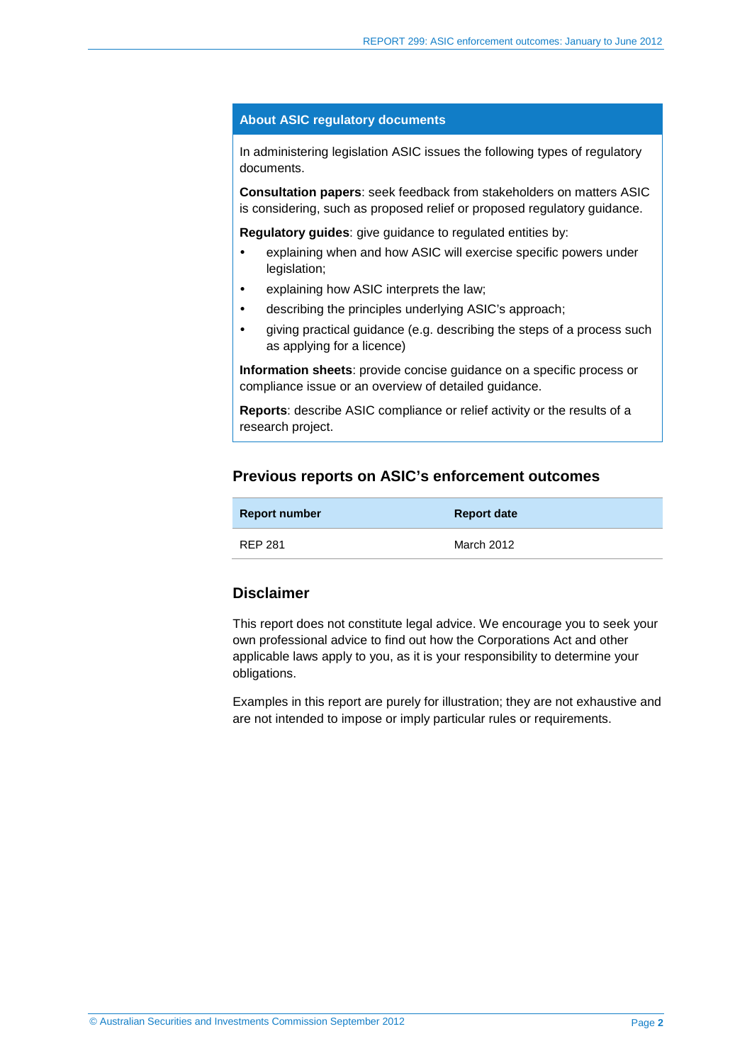## About ASIC regulatory documents

In administering legislation ASIC issues the following types of regulatory documents.

**Consultation papers**: seek feedback from stakeholders on matters ASIC is considering, such as proposed relief or proposed regulatory guidance.

**Regulatory guides**: give guidance to regulated entities by:

- explaining when and how ASIC will exercise specific powers under legislation;
- explaining how ASIC interprets the law;
- describing the principles underlying ASIC's approach;
- giving practical guidance (e.g. describing the steps of a process such as applying for a licence)

**Information sheets**: provide concise guidance on a specific process or compliance issue or an overview of detailed guidance.

**Reports**: describe ASIC compliance or relief activity or the results of a research project.

## Previous reports on ASIC's enforcement outcomes

| Report number | Report date |
|---|---|
| REP 281 | March 2012 |

## Disclaimer

This report does not constitute legal advice. We encourage you to seek your own professional advice to find out how the Corporations Act and other applicable laws apply to you, as it is your responsibility to determine your obligations.

Examples in this report are purely for illustration; they are not exhaustive and are not intended to impose or imply particular rules or requirements.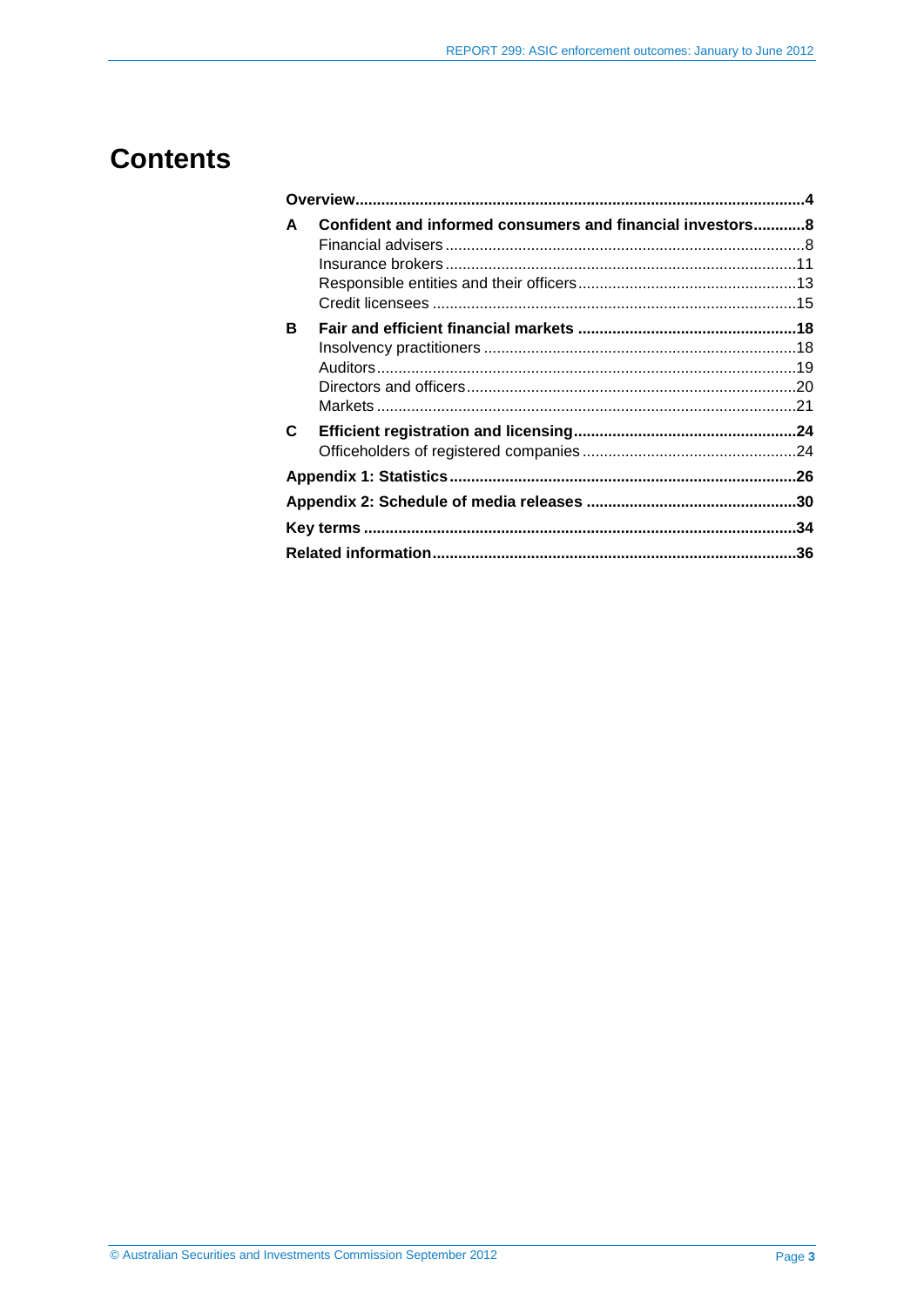# Contents

**Overview** ..... **4**

**A Confident and informed consumers and financial investors** ..... **8**
- Financial advisers ..... 8
- Insurance brokers ..... 11
- Responsible entities and their officers ..... 13
- Credit licensees ..... 15

**B Fair and efficient financial markets** ..... **18**
- Insolvency practitioners ..... 18
- Auditors ..... 19
- Directors and officers ..... 20
- Markets ..... 21

**C Efficient registration and licensing** ..... **24**
- Officeholders of registered companies ..... 24

**Appendix 1: Statistics** ..... **26**

**Appendix 2: Schedule of media releases** ..... **30**

**Key terms** ..... **34**

**Related information** ..... **36**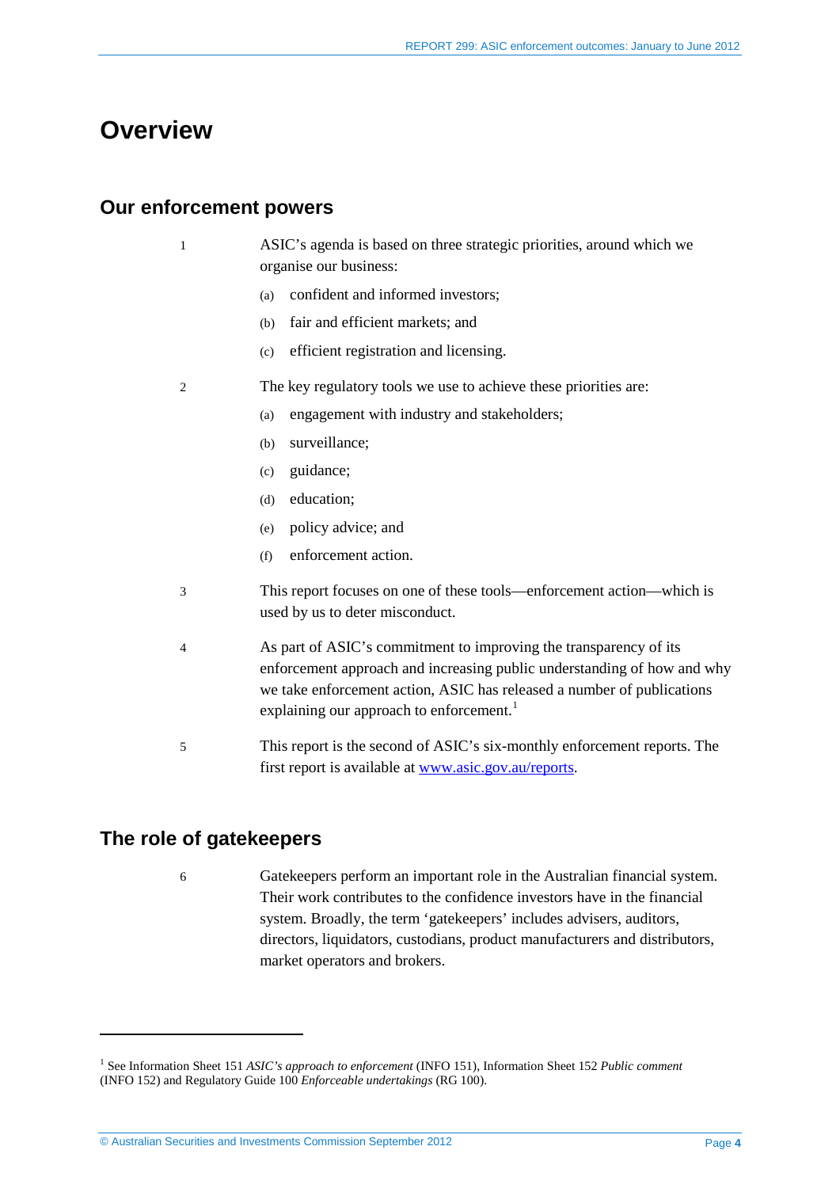# Overview

## Our enforcement powers

1 ASIC's agenda is based on three strategic priorities, around which we organise our business:

(a) confident and informed investors;

(b) fair and efficient markets; and

(c) efficient registration and licensing.

2 The key regulatory tools we use to achieve these priorities are:

(a) engagement with industry and stakeholders;

(b) surveillance;

(c) guidance;

(d) education;

(e) policy advice; and

(f) enforcement action.

3 This report focuses on one of these tools—enforcement action—which is used by us to deter misconduct.

4 As part of ASIC's commitment to improving the transparency of its enforcement approach and increasing public understanding of how and why we take enforcement action, ASIC has released a number of publications explaining our approach to enforcement.[1]

5 This report is the second of ASIC's six-monthly enforcement reports. The first report is available at [www.asic.gov.au/reports](www.asic.gov.au/reports).

## The role of gatekeepers

6 Gatekeepers perform an important role in the Australian financial system. Their work contributes to the confidence investors have in the financial system. Broadly, the term 'gatekeepers' includes advisers, auditors, directors, liquidators, custodians, product manufacturers and distributors, market operators and brokers.

---

[1] See Information Sheet 151 *ASIC's approach to enforcement* (INFO 151), Information Sheet 152 *Public comment* (INFO 152) and Regulatory Guide 100 *Enforceable undertakings* (RG 100).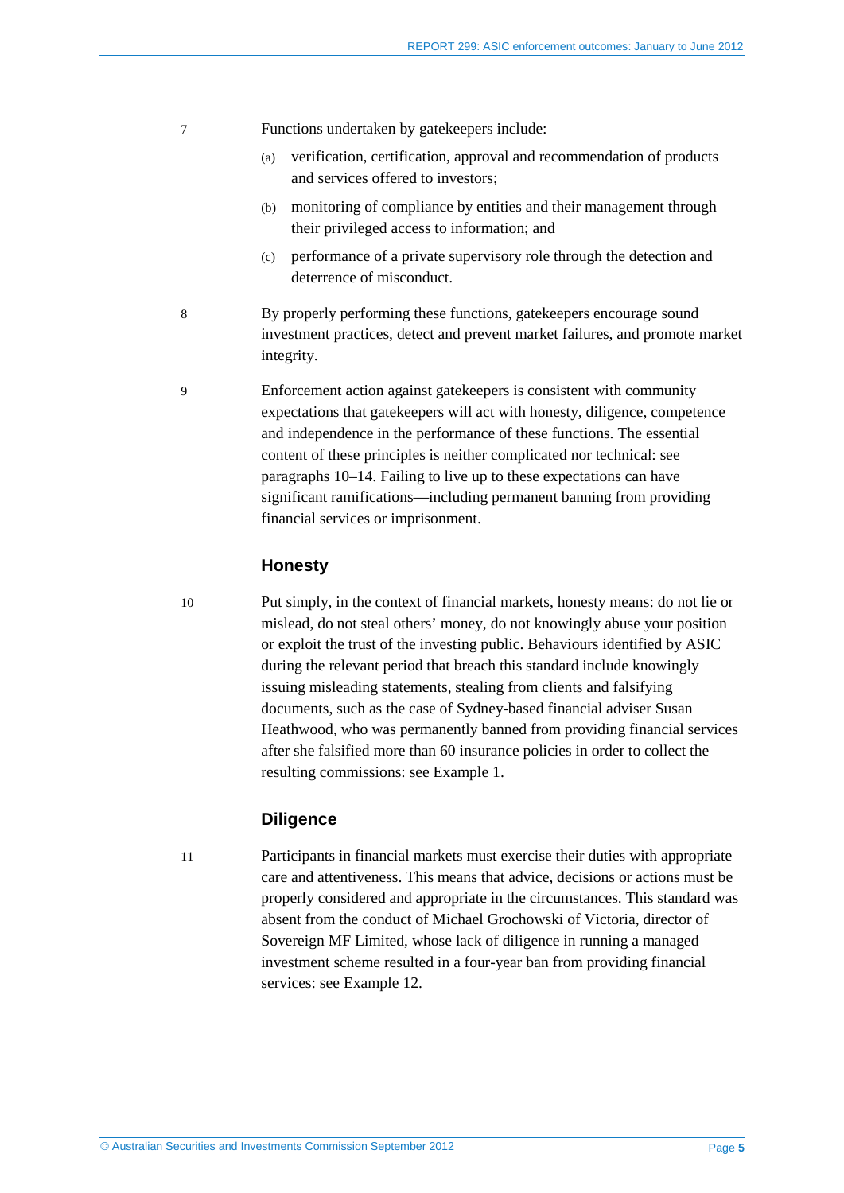7 Functions undertaken by gatekeepers include:

(a) verification, certification, approval and recommendation of products and services offered to investors;

(b) monitoring of compliance by entities and their management through their privileged access to information; and

(c) performance of a private supervisory role through the detection and deterrence of misconduct.

8 By properly performing these functions, gatekeepers encourage sound investment practices, detect and prevent market failures, and promote market integrity.

9 Enforcement action against gatekeepers is consistent with community expectations that gatekeepers will act with honesty, diligence, competence and independence in the performance of these functions. The essential content of these principles is neither complicated nor technical: see paragraphs 10–14. Failing to live up to these expectations can have significant ramifications—including permanent banning from providing financial services or imprisonment.

### Honesty

10 Put simply, in the context of financial markets, honesty means: do not lie or mislead, do not steal others' money, do not knowingly abuse your position or exploit the trust of the investing public. Behaviours identified by ASIC during the relevant period that breach this standard include knowingly issuing misleading statements, stealing from clients and falsifying documents, such as the case of Sydney-based financial adviser Susan Heathwood, who was permanently banned from providing financial services after she falsified more than 60 insurance policies in order to collect the resulting commissions: see Example 1.

### Diligence

11 Participants in financial markets must exercise their duties with appropriate care and attentiveness. This means that advice, decisions or actions must be properly considered and appropriate in the circumstances. This standard was absent from the conduct of Michael Grochowski of Victoria, director of Sovereign MF Limited, whose lack of diligence in running a managed investment scheme resulted in a four-year ban from providing financial services: see Example 12.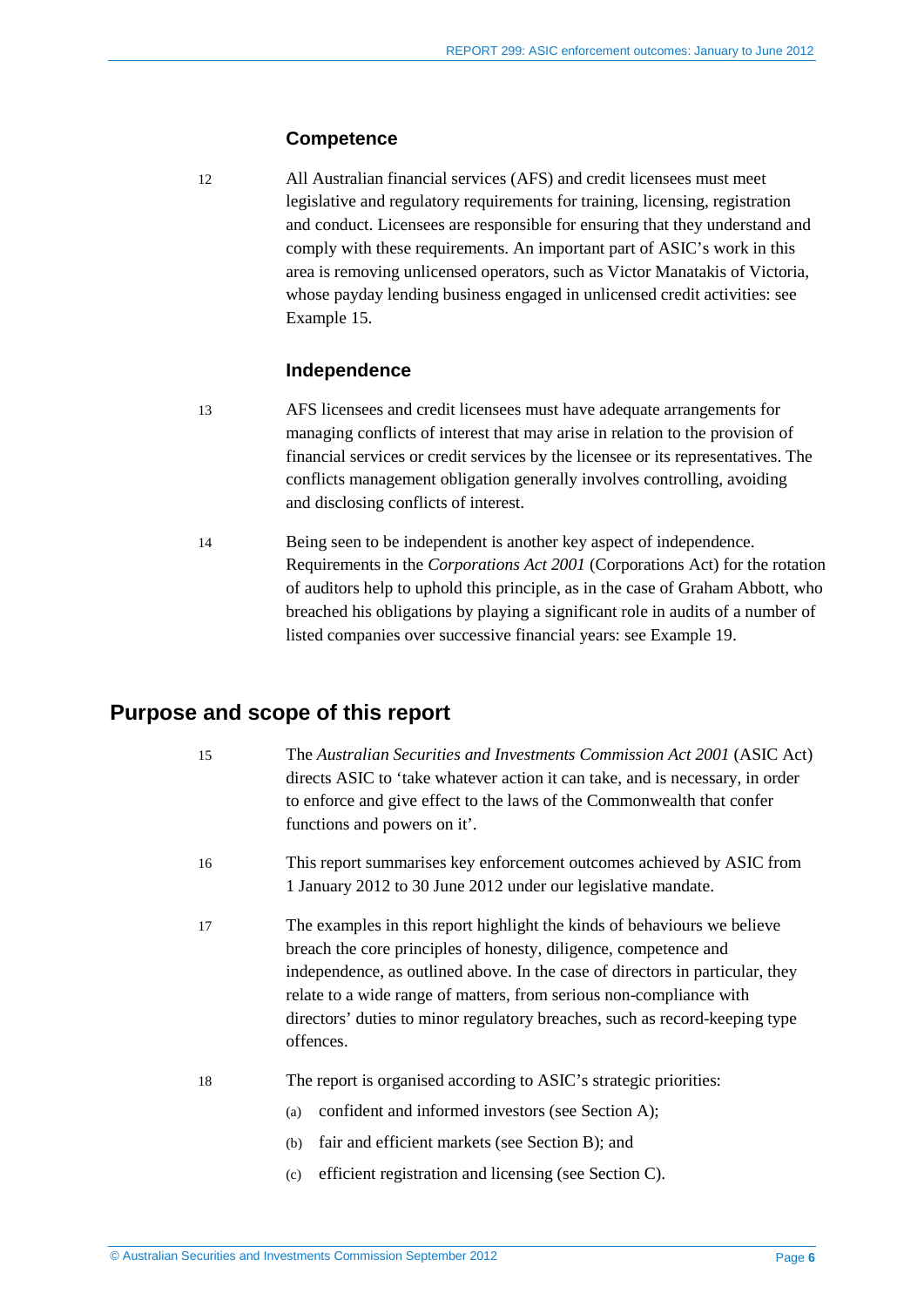### Competence

12 All Australian financial services (AFS) and credit licensees must meet legislative and regulatory requirements for training, licensing, registration and conduct. Licensees are responsible for ensuring that they understand and comply with these requirements. An important part of ASIC's work in this area is removing unlicensed operators, such as Victor Manatakis of Victoria, whose payday lending business engaged in unlicensed credit activities: see Example 15.

### Independence

13 AFS licensees and credit licensees must have adequate arrangements for managing conflicts of interest that may arise in relation to the provision of financial services or credit services by the licensee or its representatives. The conflicts management obligation generally involves controlling, avoiding and disclosing conflicts of interest.

14 Being seen to be independent is another key aspect of independence. Requirements in the *Corporations Act 2001* (Corporations Act) for the rotation of auditors help to uphold this principle, as in the case of Graham Abbott, who breached his obligations by playing a significant role in audits of a number of listed companies over successive financial years: see Example 19.

## Purpose and scope of this report

15 The *Australian Securities and Investments Commission Act 2001* (ASIC Act) directs ASIC to 'take whatever action it can take, and is necessary, in order to enforce and give effect to the laws of the Commonwealth that confer functions and powers on it'.

16 This report summarises key enforcement outcomes achieved by ASIC from 1 January 2012 to 30 June 2012 under our legislative mandate.

17 The examples in this report highlight the kinds of behaviours we believe breach the core principles of honesty, diligence, competence and independence, as outlined above. In the case of directors in particular, they relate to a wide range of matters, from serious non-compliance with directors' duties to minor regulatory breaches, such as record-keeping type offences.

18 The report is organised according to ASIC's strategic priorities:

(a) confident and informed investors (see Section A);

(b) fair and efficient markets (see Section B); and

(c) efficient registration and licensing (see Section C).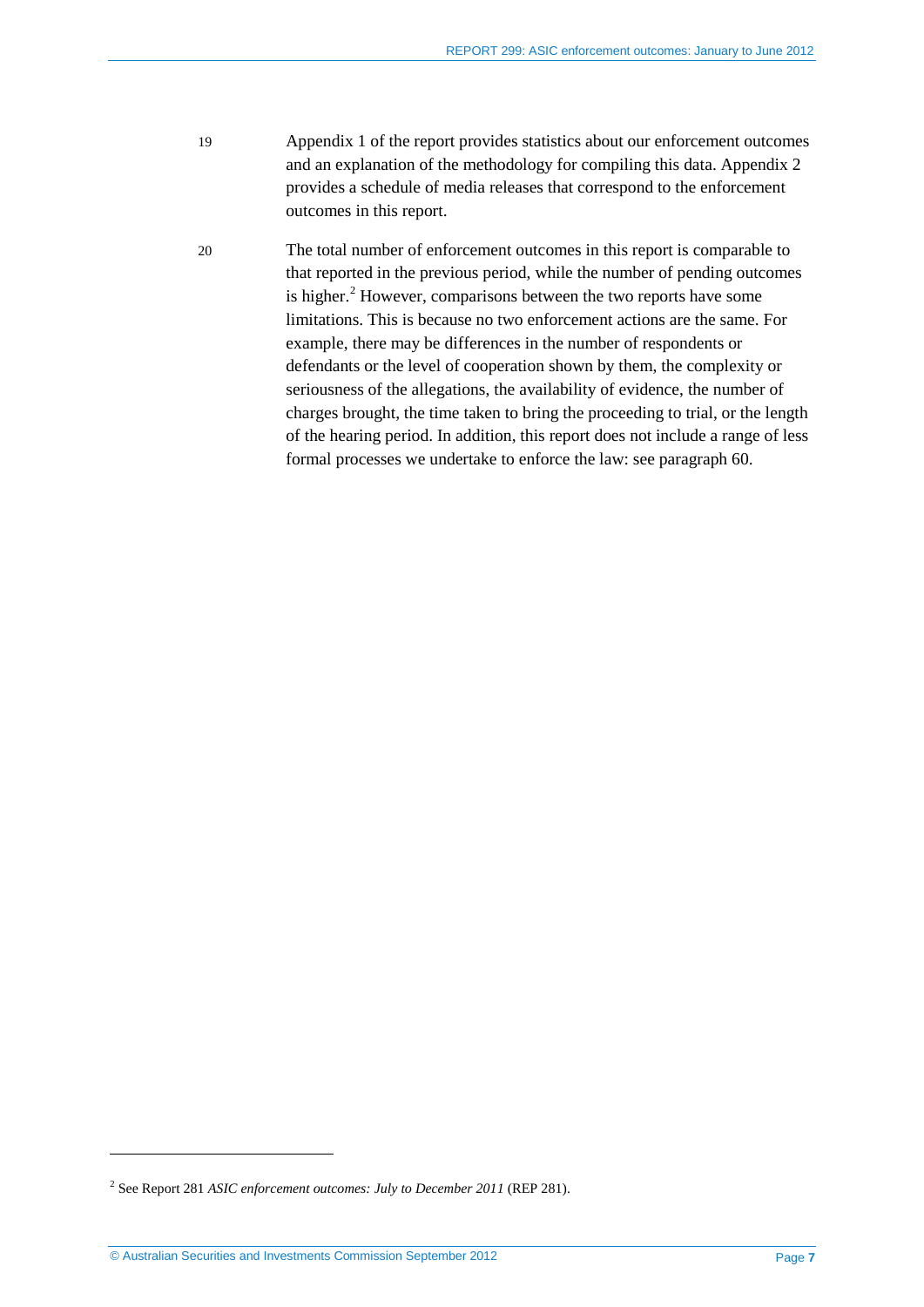19 Appendix 1 of the report provides statistics about our enforcement outcomes and an explanation of the methodology for compiling this data. Appendix 2 provides a schedule of media releases that correspond to the enforcement outcomes in this report.

20 The total number of enforcement outcomes in this report is comparable to that reported in the previous period, while the number of pending outcomes is higher.[2] However, comparisons between the two reports have some limitations. This is because no two enforcement actions are the same. For example, there may be differences in the number of respondents or defendants or the level of cooperation shown by them, the complexity or seriousness of the allegations, the availability of evidence, the number of charges brought, the time taken to bring the proceeding to trial, or the length of the hearing period. In addition, this report does not include a range of less formal processes we undertake to enforce the law: see paragraph 60.

---

[2] See Report 281 *ASIC enforcement outcomes: July to December 2011* (REP 281).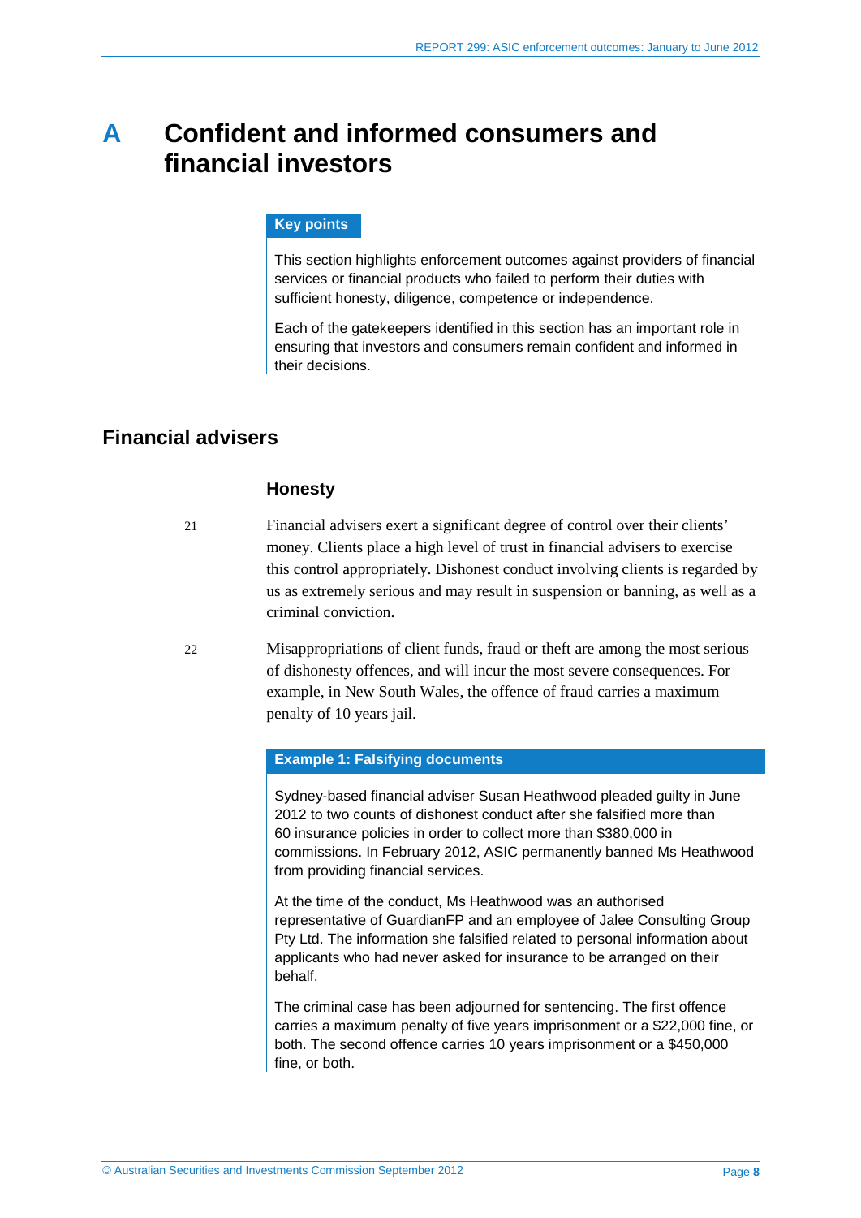# A Confident and informed consumers and financial investors

> **Key points**
>
> This section highlights enforcement outcomes against providers of financial services or financial products who failed to perform their duties with sufficient honesty, diligence, competence or independence.
>
> Each of the gatekeepers identified in this section has an important role in ensuring that investors and consumers remain confident and informed in their decisions.

## Financial advisers

### Honesty

21 Financial advisers exert a significant degree of control over their clients' money. Clients place a high level of trust in financial advisers to exercise this control appropriately. Dishonest conduct involving clients is regarded by us as extremely serious and may result in suspension or banning, as well as a criminal conviction.

22 Misappropriations of client funds, fraud or theft are among the most serious of dishonesty offences, and will incur the most severe consequences. For example, in New South Wales, the offence of fraud carries a maximum penalty of 10 years jail.

> **Example 1: Falsifying documents**
>
> Sydney-based financial adviser Susan Heathwood pleaded guilty in June 2012 to two counts of dishonest conduct after she falsified more than 60 insurance policies in order to collect more than $380,000 in commissions. In February 2012, ASIC permanently banned Ms Heathwood from providing financial services.
>
> At the time of the conduct, Ms Heathwood was an authorised representative of GuardianFP and an employee of Jalee Consulting Group Pty Ltd. The information she falsified related to personal information about applicants who had never asked for insurance to be arranged on their behalf.
>
> The criminal case has been adjourned for sentencing. The first offence carries a maximum penalty of five years imprisonment or a $22,000 fine, or both. The second offence carries 10 years imprisonment or a $450,000 fine, or both.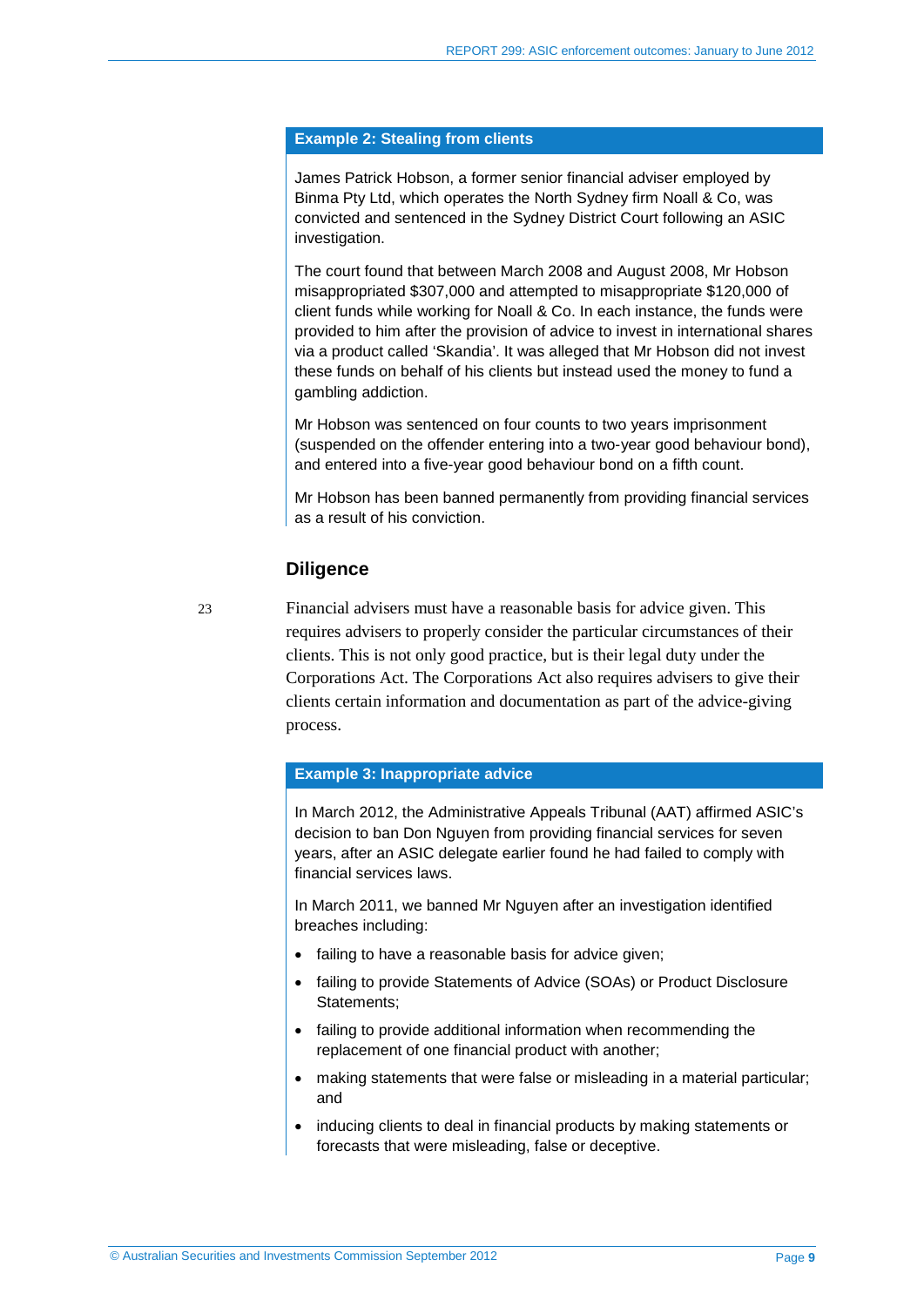**Example 2: Stealing from clients**

James Patrick Hobson, a former senior financial adviser employed by Binma Pty Ltd, which operates the North Sydney firm Noall & Co, was convicted and sentenced in the Sydney District Court following an ASIC investigation.

The court found that between March 2008 and August 2008, Mr Hobson misappropriated $307,000 and attempted to misappropriate $120,000 of client funds while working for Noall & Co. In each instance, the funds were provided to him after the provision of advice to invest in international shares via a product called 'Skandia'. It was alleged that Mr Hobson did not invest these funds on behalf of his clients but instead used the money to fund a gambling addiction.

Mr Hobson was sentenced on four counts to two years imprisonment (suspended on the offender entering into a two-year good behaviour bond), and entered into a five-year good behaviour bond on a fifth count.

Mr Hobson has been banned permanently from providing financial services as a result of his conviction.

## Diligence

23 Financial advisers must have a reasonable basis for advice given. This requires advisers to properly consider the particular circumstances of their clients. This is not only good practice, but is their legal duty under the Corporations Act. The Corporations Act also requires advisers to give their clients certain information and documentation as part of the advice-giving process.

**Example 3: Inappropriate advice**

In March 2012, the Administrative Appeals Tribunal (AAT) affirmed ASIC's decision to ban Don Nguyen from providing financial services for seven years, after an ASIC delegate earlier found he had failed to comply with financial services laws.

In March 2011, we banned Mr Nguyen after an investigation identified breaches including:

- failing to have a reasonable basis for advice given;
- failing to provide Statements of Advice (SOAs) or Product Disclosure Statements;
- failing to provide additional information when recommending the replacement of one financial product with another;
- making statements that were false or misleading in a material particular; and
- inducing clients to deal in financial products by making statements or forecasts that were misleading, false or deceptive.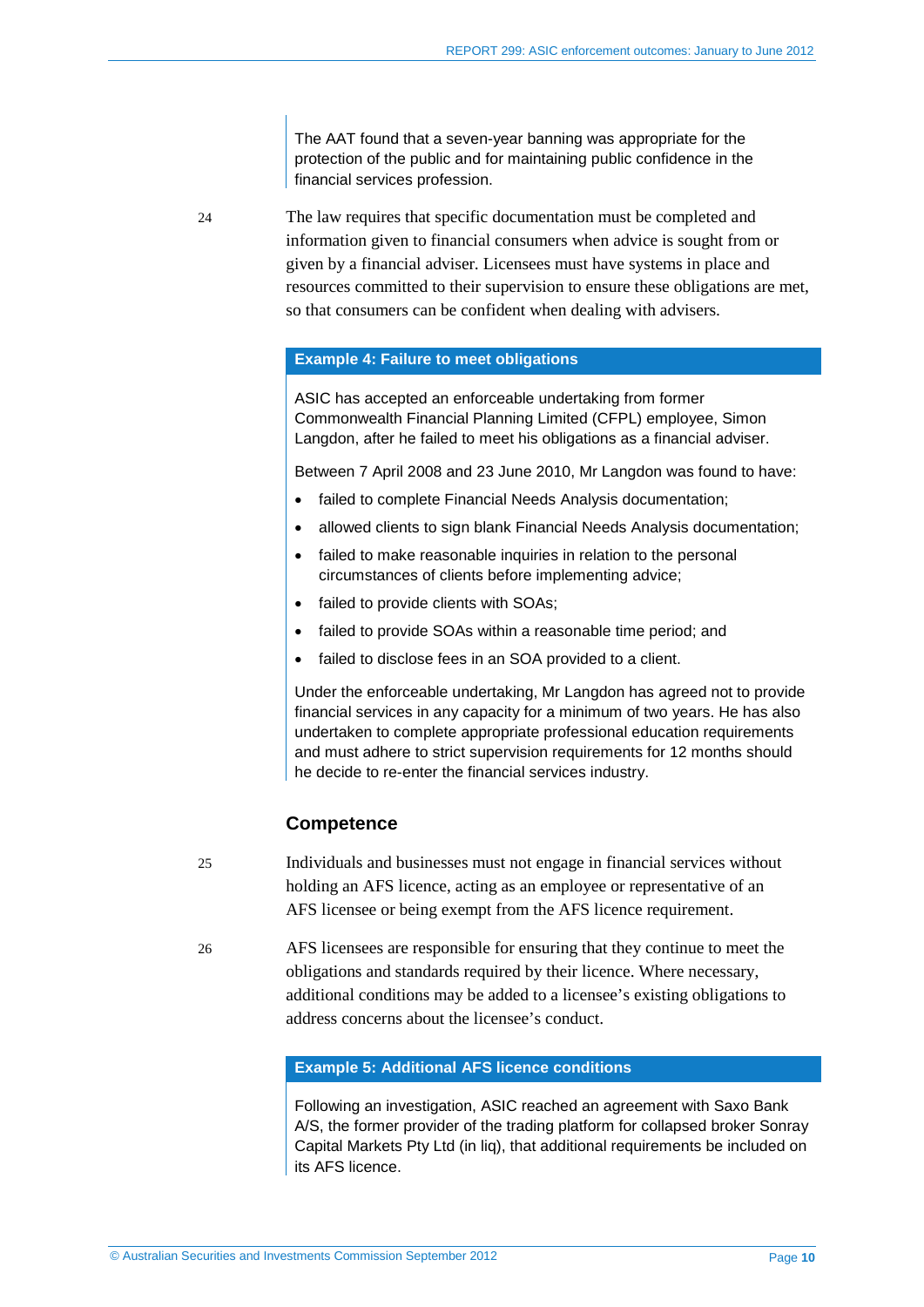The AAT found that a seven-year banning was appropriate for the protection of the public and for maintaining public confidence in the financial services profession.

24 The law requires that specific documentation must be completed and information given to financial consumers when advice is sought from or given by a financial adviser. Licensees must have systems in place and resources committed to their supervision to ensure these obligations are met, so that consumers can be confident when dealing with advisers.

**Example 4: Failure to meet obligations**

ASIC has accepted an enforceable undertaking from former Commonwealth Financial Planning Limited (CFPL) employee, Simon Langdon, after he failed to meet his obligations as a financial adviser.

Between 7 April 2008 and 23 June 2010, Mr Langdon was found to have:

- failed to complete Financial Needs Analysis documentation;
- allowed clients to sign blank Financial Needs Analysis documentation;
- failed to make reasonable inquiries in relation to the personal circumstances of clients before implementing advice;
- failed to provide clients with SOAs;
- failed to provide SOAs within a reasonable time period; and
- failed to disclose fees in an SOA provided to a client.

Under the enforceable undertaking, Mr Langdon has agreed not to provide financial services in any capacity for a minimum of two years. He has also undertaken to complete appropriate professional education requirements and must adhere to strict supervision requirements for 12 months should he decide to re-enter the financial services industry.

## Competence

25 Individuals and businesses must not engage in financial services without holding an AFS licence, acting as an employee or representative of an AFS licensee or being exempt from the AFS licence requirement.

26 AFS licensees are responsible for ensuring that they continue to meet the obligations and standards required by their licence. Where necessary, additional conditions may be added to a licensee's existing obligations to address concerns about the licensee's conduct.

**Example 5: Additional AFS licence conditions**

Following an investigation, ASIC reached an agreement with Saxo Bank A/S, the former provider of the trading platform for collapsed broker Sonray Capital Markets Pty Ltd (in liq), that additional requirements be included on its AFS licence.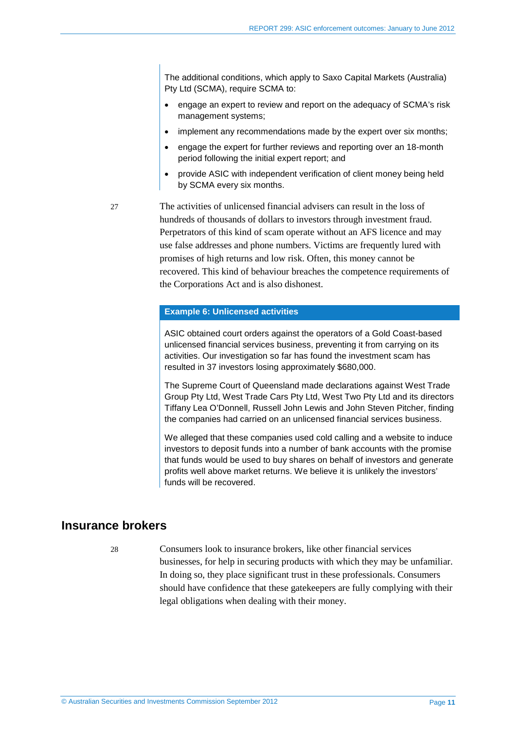The additional conditions, which apply to Saxo Capital Markets (Australia) Pty Ltd (SCMA), require SCMA to:

- engage an expert to review and report on the adequacy of SCMA's risk management systems;
- implement any recommendations made by the expert over six months;
- engage the expert for further reviews and reporting over an 18-month period following the initial expert report; and
- provide ASIC with independent verification of client money being held by SCMA every six months.

27 The activities of unlicensed financial advisers can result in the loss of hundreds of thousands of dollars to investors through investment fraud. Perpetrators of this kind of scam operate without an AFS licence and may use false addresses and phone numbers. Victims are frequently lured with promises of high returns and low risk. Often, this money cannot be recovered. This kind of behaviour breaches the competence requirements of the Corporations Act and is also dishonest.

**Example 6: Unlicensed activities**

ASIC obtained court orders against the operators of a Gold Coast-based unlicensed financial services business, preventing it from carrying on its activities. Our investigation so far has found the investment scam has resulted in 37 investors losing approximately $680,000.

The Supreme Court of Queensland made declarations against West Trade Group Pty Ltd, West Trade Cars Pty Ltd, West Two Pty Ltd and its directors Tiffany Lea O'Donnell, Russell John Lewis and John Steven Pitcher, finding the companies had carried on an unlicensed financial services business.

We alleged that these companies used cold calling and a website to induce investors to deposit funds into a number of bank accounts with the promise that funds would be used to buy shares on behalf of investors and generate profits well above market returns. We believe it is unlikely the investors' funds will be recovered.

## Insurance brokers

28 Consumers look to insurance brokers, like other financial services businesses, for help in securing products with which they may be unfamiliar. In doing so, they place significant trust in these professionals. Consumers should have confidence that these gatekeepers are fully complying with their legal obligations when dealing with their money.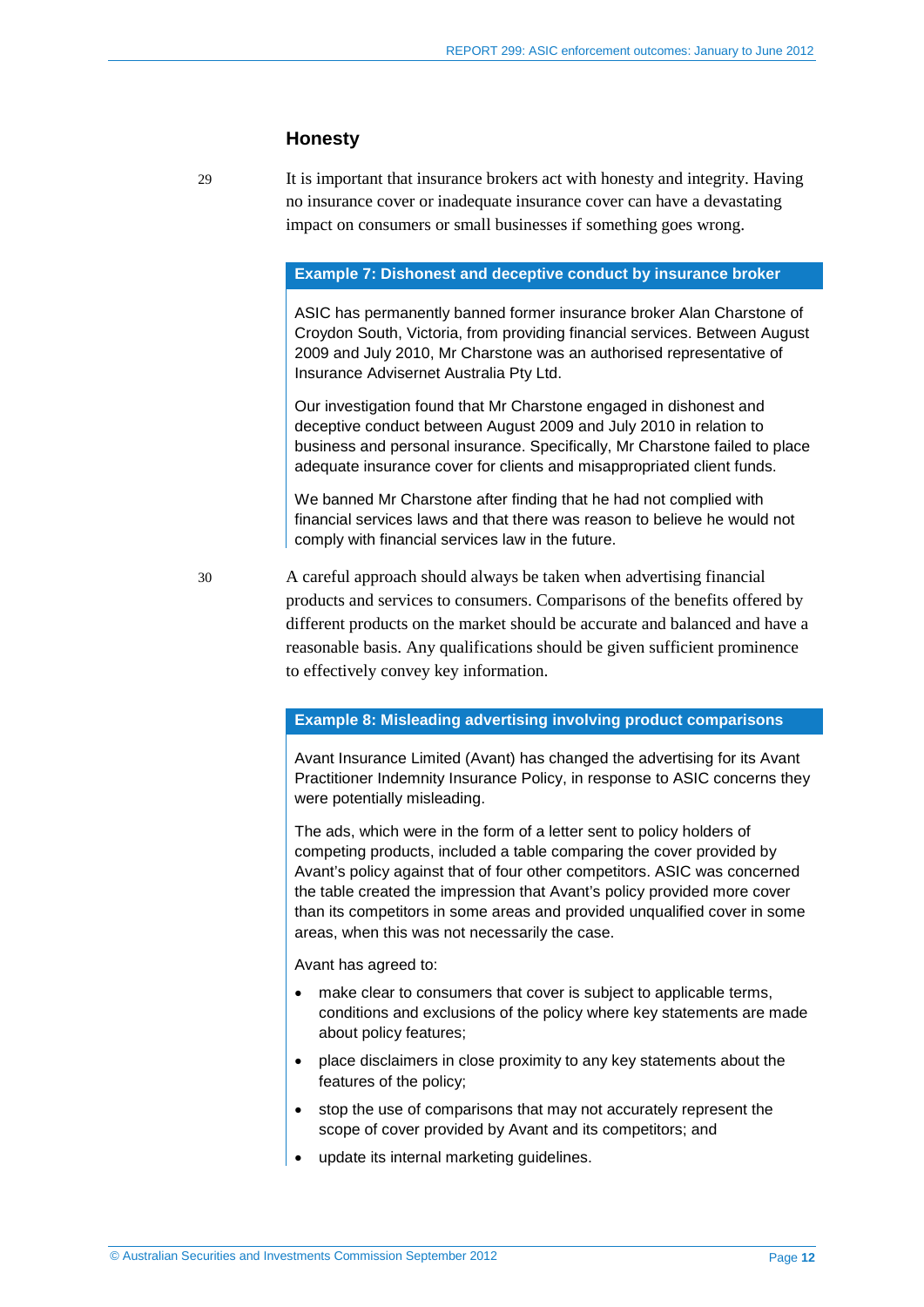## Honesty

29 It is important that insurance brokers act with honesty and integrity. Having no insurance cover or inadequate insurance cover can have a devastating impact on consumers or small businesses if something goes wrong.

**Example 7: Dishonest and deceptive conduct by insurance broker**

ASIC has permanently banned former insurance broker Alan Charstone of Croydon South, Victoria, from providing financial services. Between August 2009 and July 2010, Mr Charstone was an authorised representative of Insurance Advisernet Australia Pty Ltd.

Our investigation found that Mr Charstone engaged in dishonest and deceptive conduct between August 2009 and July 2010 in relation to business and personal insurance. Specifically, Mr Charstone failed to place adequate insurance cover for clients and misappropriated client funds.

We banned Mr Charstone after finding that he had not complied with financial services laws and that there was reason to believe he would not comply with financial services law in the future.

30 A careful approach should always be taken when advertising financial products and services to consumers. Comparisons of the benefits offered by different products on the market should be accurate and balanced and have a reasonable basis. Any qualifications should be given sufficient prominence to effectively convey key information.

**Example 8: Misleading advertising involving product comparisons**

Avant Insurance Limited (Avant) has changed the advertising for its Avant Practitioner Indemnity Insurance Policy, in response to ASIC concerns they were potentially misleading.

The ads, which were in the form of a letter sent to policy holders of competing products, included a table comparing the cover provided by Avant's policy against that of four other competitors. ASIC was concerned the table created the impression that Avant's policy provided more cover than its competitors in some areas and provided unqualified cover in some areas, when this was not necessarily the case.

Avant has agreed to:

- make clear to consumers that cover is subject to applicable terms, conditions and exclusions of the policy where key statements are made about policy features;
- place disclaimers in close proximity to any key statements about the features of the policy;
- stop the use of comparisons that may not accurately represent the scope of cover provided by Avant and its competitors; and
- update its internal marketing guidelines.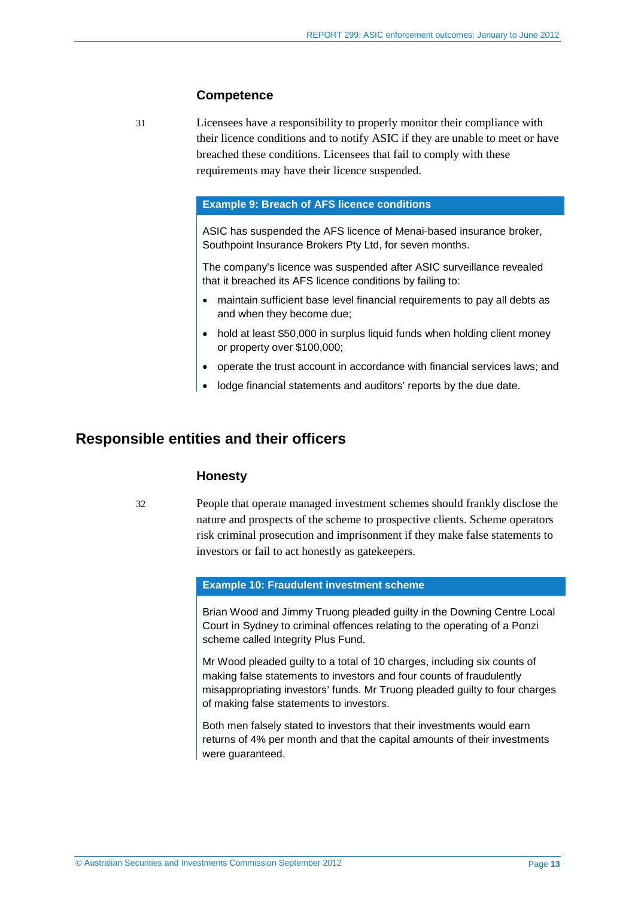### Competence

31 Licensees have a responsibility to properly monitor their compliance with their licence conditions and to notify ASIC if they are unable to meet or have breached these conditions. Licensees that fail to comply with these requirements may have their licence suspended.

**Example 9: Breach of AFS licence conditions**

ASIC has suspended the AFS licence of Menai-based insurance broker, Southpoint Insurance Brokers Pty Ltd, for seven months.

The company's licence was suspended after ASIC surveillance revealed that it breached its AFS licence conditions by failing to:

- maintain sufficient base level financial requirements to pay all debts as and when they become due;
- hold at least $50,000 in surplus liquid funds when holding client money or property over $100,000;
- operate the trust account in accordance with financial services laws; and
- lodge financial statements and auditors' reports by the due date.

## Responsible entities and their officers

### Honesty

32 People that operate managed investment schemes should frankly disclose the nature and prospects of the scheme to prospective clients. Scheme operators risk criminal prosecution and imprisonment if they make false statements to investors or fail to act honestly as gatekeepers.

**Example 10: Fraudulent investment scheme**

Brian Wood and Jimmy Truong pleaded guilty in the Downing Centre Local Court in Sydney to criminal offences relating to the operating of a Ponzi scheme called Integrity Plus Fund.

Mr Wood pleaded guilty to a total of 10 charges, including six counts of making false statements to investors and four counts of fraudulently misappropriating investors' funds. Mr Truong pleaded guilty to four charges of making false statements to investors.

Both men falsely stated to investors that their investments would earn returns of 4% per month and that the capital amounts of their investments were guaranteed.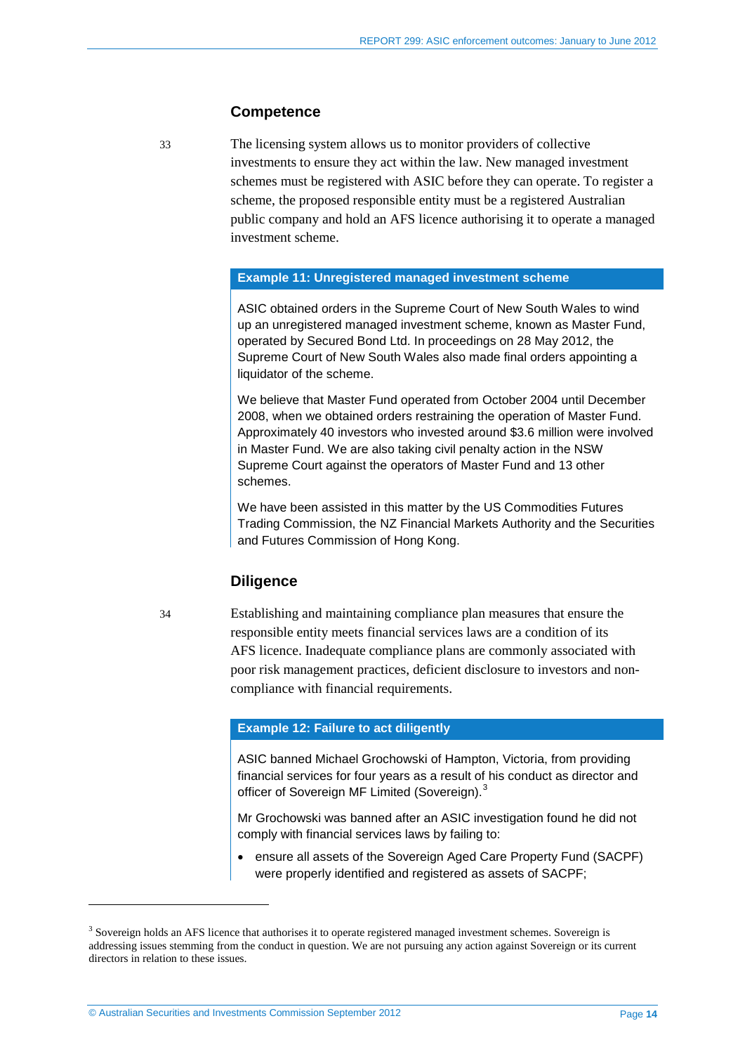## Competence

33 The licensing system allows us to monitor providers of collective investments to ensure they act within the law. New managed investment schemes must be registered with ASIC before they can operate. To register a scheme, the proposed responsible entity must be a registered Australian public company and hold an AFS licence authorising it to operate a managed investment scheme.

**Example 11: Unregistered managed investment scheme**

ASIC obtained orders in the Supreme Court of New South Wales to wind up an unregistered managed investment scheme, known as Master Fund, operated by Secured Bond Ltd. In proceedings on 28 May 2012, the Supreme Court of New South Wales also made final orders appointing a liquidator of the scheme.

We believe that Master Fund operated from October 2004 until December 2008, when we obtained orders restraining the operation of Master Fund. Approximately 40 investors who invested around $3.6 million were involved in Master Fund. We are also taking civil penalty action in the NSW Supreme Court against the operators of Master Fund and 13 other schemes.

We have been assisted in this matter by the US Commodities Futures Trading Commission, the NZ Financial Markets Authority and the Securities and Futures Commission of Hong Kong.

## Diligence

34 Establishing and maintaining compliance plan measures that ensure the responsible entity meets financial services laws are a condition of its AFS licence. Inadequate compliance plans are commonly associated with poor risk management practices, deficient disclosure to investors and non-compliance with financial requirements.

**Example 12: Failure to act diligently**

ASIC banned Michael Grochowski of Hampton, Victoria, from providing financial services for four years as a result of his conduct as director and officer of Sovereign MF Limited (Sovereign).[3]

Mr Grochowski was banned after an ASIC investigation found he did not comply with financial services laws by failing to:

- ensure all assets of the Sovereign Aged Care Property Fund (SACPF) were properly identified and registered as assets of SACPF;

[3] Sovereign holds an AFS licence that authorises it to operate registered managed investment schemes. Sovereign is addressing issues stemming from the conduct in question. We are not pursuing any action against Sovereign or its current directors in relation to these issues.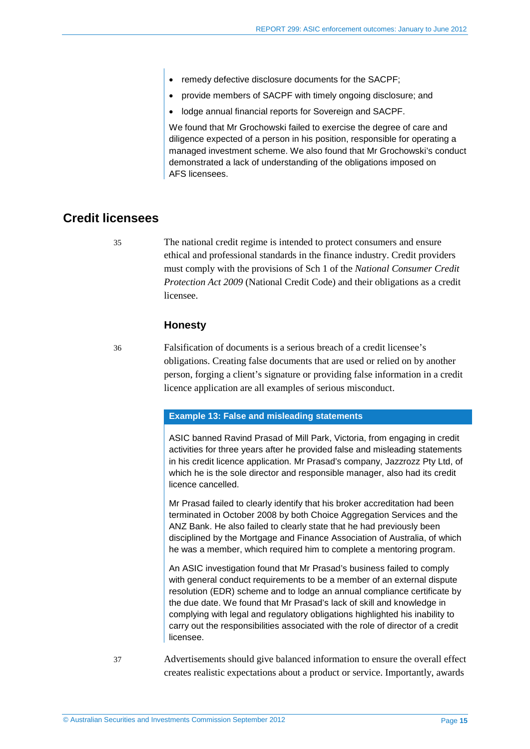- remedy defective disclosure documents for the SACPF;
- provide members of SACPF with timely ongoing disclosure; and
- lodge annual financial reports for Sovereign and SACPF.

We found that Mr Grochowski failed to exercise the degree of care and diligence expected of a person in his position, responsible for operating a managed investment scheme. We also found that Mr Grochowski's conduct demonstrated a lack of understanding of the obligations imposed on AFS licensees.

## Credit licensees

35 The national credit regime is intended to protect consumers and ensure ethical and professional standards in the finance industry. Credit providers must comply with the provisions of Sch 1 of the *National Consumer Credit Protection Act 2009* (National Credit Code) and their obligations as a credit licensee.

### Honesty

36 Falsification of documents is a serious breach of a credit licensee's obligations. Creating false documents that are used or relied on by another person, forging a client's signature or providing false information in a credit licence application are all examples of serious misconduct.

**Example 13: False and misleading statements**

ASIC banned Ravind Prasad of Mill Park, Victoria, from engaging in credit activities for three years after he provided false and misleading statements in his credit licence application. Mr Prasad's company, Jazzrozz Pty Ltd, of which he is the sole director and responsible manager, also had its credit licence cancelled.

Mr Prasad failed to clearly identify that his broker accreditation had been terminated in October 2008 by both Choice Aggregation Services and the ANZ Bank. He also failed to clearly state that he had previously been disciplined by the Mortgage and Finance Association of Australia, of which he was a member, which required him to complete a mentoring program.

An ASIC investigation found that Mr Prasad's business failed to comply with general conduct requirements to be a member of an external dispute resolution (EDR) scheme and to lodge an annual compliance certificate by the due date. We found that Mr Prasad's lack of skill and knowledge in complying with legal and regulatory obligations highlighted his inability to carry out the responsibilities associated with the role of director of a credit licensee.

37 Advertisements should give balanced information to ensure the overall effect creates realistic expectations about a product or service. Importantly, awards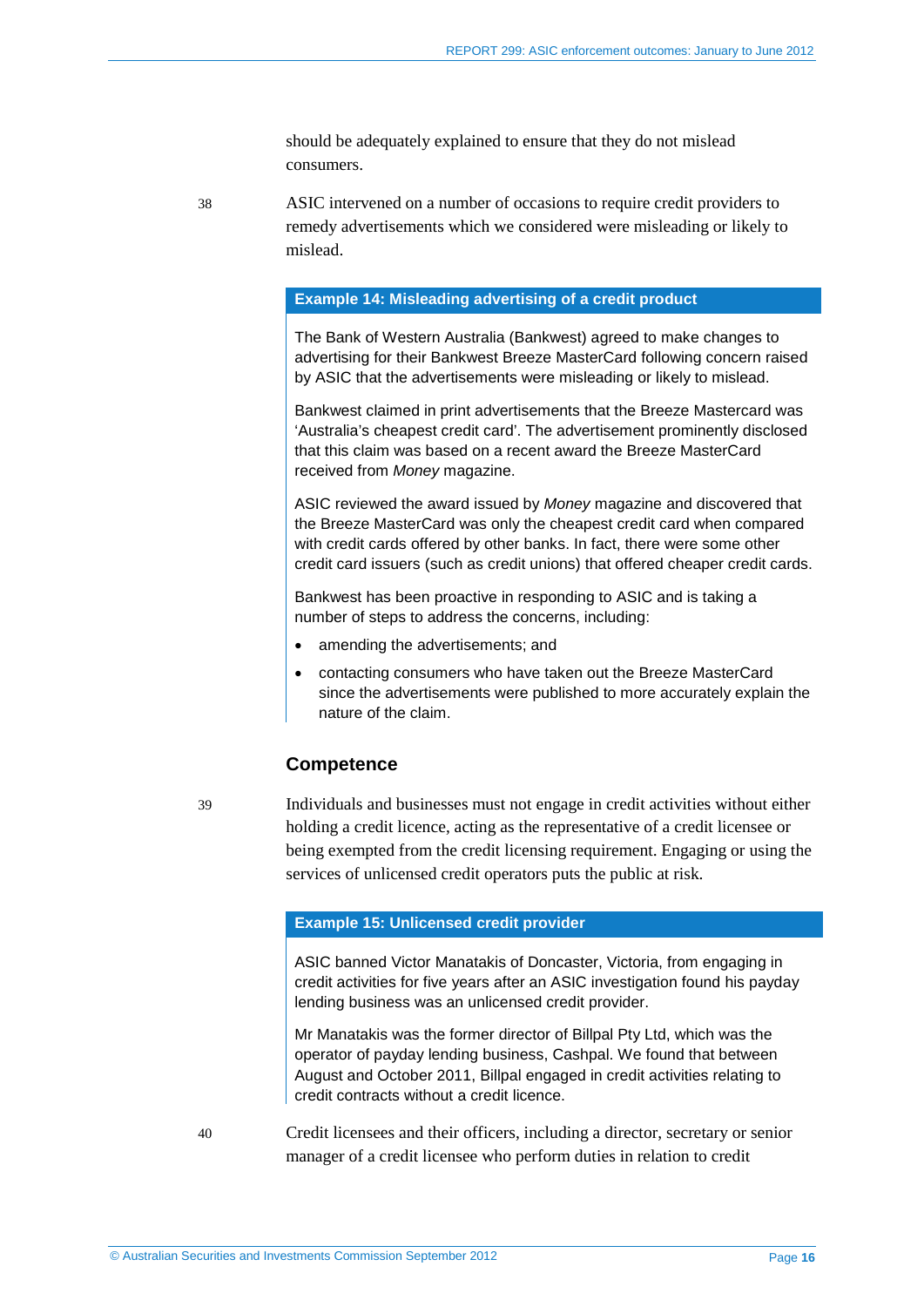should be adequately explained to ensure that they do not mislead consumers.

38 ASIC intervened on a number of occasions to require credit providers to remedy advertisements which we considered were misleading or likely to mislead.

**Example 14: Misleading advertising of a credit product**

The Bank of Western Australia (Bankwest) agreed to make changes to advertising for their Bankwest Breeze MasterCard following concern raised by ASIC that the advertisements were misleading or likely to mislead.

Bankwest claimed in print advertisements that the Breeze Mastercard was 'Australia's cheapest credit card'. The advertisement prominently disclosed that this claim was based on a recent award the Breeze MasterCard received from *Money* magazine.

ASIC reviewed the award issued by *Money* magazine and discovered that the Breeze MasterCard was only the cheapest credit card when compared with credit cards offered by other banks. In fact, there were some other credit card issuers (such as credit unions) that offered cheaper credit cards.

Bankwest has been proactive in responding to ASIC and is taking a number of steps to address the concerns, including:

- amending the advertisements; and
- contacting consumers who have taken out the Breeze MasterCard since the advertisements were published to more accurately explain the nature of the claim.

## Competence

39 Individuals and businesses must not engage in credit activities without either holding a credit licence, acting as the representative of a credit licensee or being exempted from the credit licensing requirement. Engaging or using the services of unlicensed credit operators puts the public at risk.

**Example 15: Unlicensed credit provider**

ASIC banned Victor Manatakis of Doncaster, Victoria, from engaging in credit activities for five years after an ASIC investigation found his payday lending business was an unlicensed credit provider.

Mr Manatakis was the former director of Billpal Pty Ltd, which was the operator of payday lending business, Cashpal. We found that between August and October 2011, Billpal engaged in credit activities relating to credit contracts without a credit licence.

40 Credit licensees and their officers, including a director, secretary or senior manager of a credit licensee who perform duties in relation to credit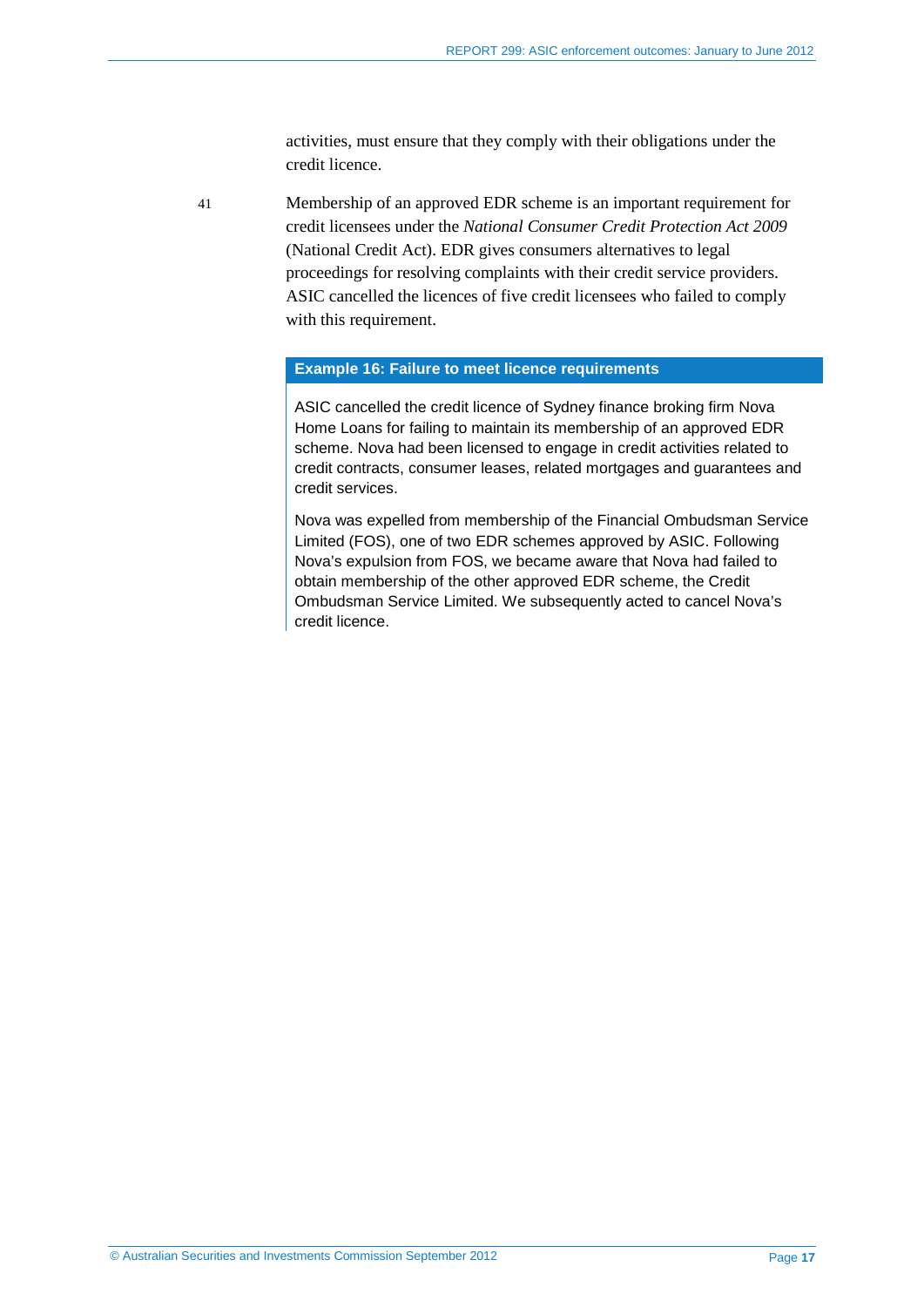activities, must ensure that they comply with their obligations under the credit licence.

41 Membership of an approved EDR scheme is an important requirement for credit licensees under the *National Consumer Credit Protection Act 2009* (National Credit Act). EDR gives consumers alternatives to legal proceedings for resolving complaints with their credit service providers. ASIC cancelled the licences of five credit licensees who failed to comply with this requirement.

**Example 16: Failure to meet licence requirements**

ASIC cancelled the credit licence of Sydney finance broking firm Nova Home Loans for failing to maintain its membership of an approved EDR scheme. Nova had been licensed to engage in credit activities related to credit contracts, consumer leases, related mortgages and guarantees and credit services.

Nova was expelled from membership of the Financial Ombudsman Service Limited (FOS), one of two EDR schemes approved by ASIC. Following Nova's expulsion from FOS, we became aware that Nova had failed to obtain membership of the other approved EDR scheme, the Credit Ombudsman Service Limited. We subsequently acted to cancel Nova's credit licence.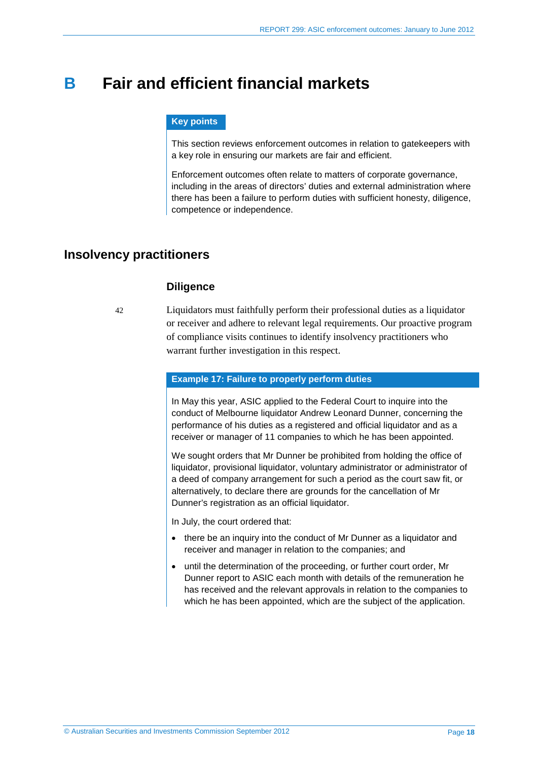# B Fair and efficient financial markets

**Key points**

This section reviews enforcement outcomes in relation to gatekeepers with a key role in ensuring our markets are fair and efficient.

Enforcement outcomes often relate to matters of corporate governance, including in the areas of directors' duties and external administration where there has been a failure to perform duties with sufficient honesty, diligence, competence or independence.

## Insolvency practitioners

### Diligence

42 Liquidators must faithfully perform their professional duties as a liquidator or receiver and adhere to relevant legal requirements. Our proactive program of compliance visits continues to identify insolvency practitioners who warrant further investigation in this respect.

**Example 17: Failure to properly perform duties**

In May this year, ASIC applied to the Federal Court to inquire into the conduct of Melbourne liquidator Andrew Leonard Dunner, concerning the performance of his duties as a registered and official liquidator and as a receiver or manager of 11 companies to which he has been appointed.

We sought orders that Mr Dunner be prohibited from holding the office of liquidator, provisional liquidator, voluntary administrator or administrator of a deed of company arrangement for such a period as the court saw fit, or alternatively, to declare there are grounds for the cancellation of Mr Dunner's registration as an official liquidator.

In July, the court ordered that:

- there be an inquiry into the conduct of Mr Dunner as a liquidator and receiver and manager in relation to the companies; and
- until the determination of the proceeding, or further court order, Mr Dunner report to ASIC each month with details of the remuneration he has received and the relevant approvals in relation to the companies to which he has been appointed, which are the subject of the application.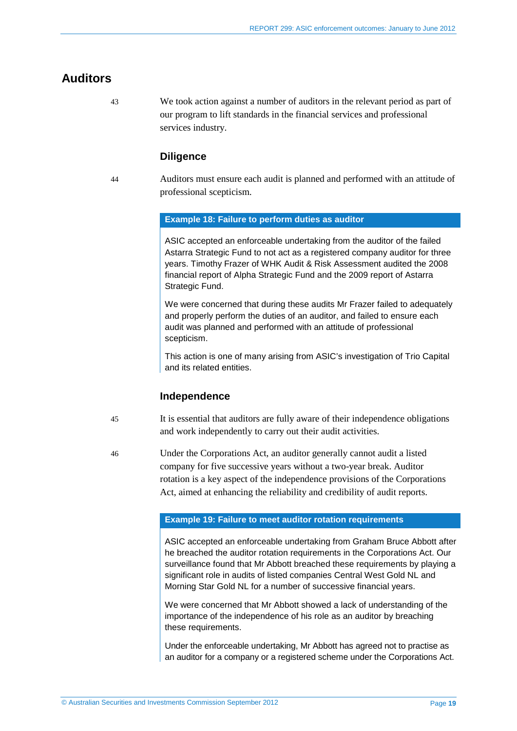## Auditors

43 We took action against a number of auditors in the relevant period as part of our program to lift standards in the financial services and professional services industry.

### Diligence

44 Auditors must ensure each audit is planned and performed with an attitude of professional scepticism.

**Example 18: Failure to perform duties as auditor**

ASIC accepted an enforceable undertaking from the auditor of the failed Astarra Strategic Fund to not act as a registered company auditor for three years. Timothy Frazer of WHK Audit & Risk Assessment audited the 2008 financial report of Alpha Strategic Fund and the 2009 report of Astarra Strategic Fund.

We were concerned that during these audits Mr Frazer failed to adequately and properly perform the duties of an auditor, and failed to ensure each audit was planned and performed with an attitude of professional scepticism.

This action is one of many arising from ASIC's investigation of Trio Capital and its related entities.

### Independence

45 It is essential that auditors are fully aware of their independence obligations and work independently to carry out their audit activities.

46 Under the Corporations Act, an auditor generally cannot audit a listed company for five successive years without a two-year break. Auditor rotation is a key aspect of the independence provisions of the Corporations Act, aimed at enhancing the reliability and credibility of audit reports.

**Example 19: Failure to meet auditor rotation requirements**

ASIC accepted an enforceable undertaking from Graham Bruce Abbott after he breached the auditor rotation requirements in the Corporations Act. Our surveillance found that Mr Abbott breached these requirements by playing a significant role in audits of listed companies Central West Gold NL and Morning Star Gold NL for a number of successive financial years.

We were concerned that Mr Abbott showed a lack of understanding of the importance of the independence of his role as an auditor by breaching these requirements.

Under the enforceable undertaking, Mr Abbott has agreed not to practise as an auditor for a company or a registered scheme under the Corporations Act.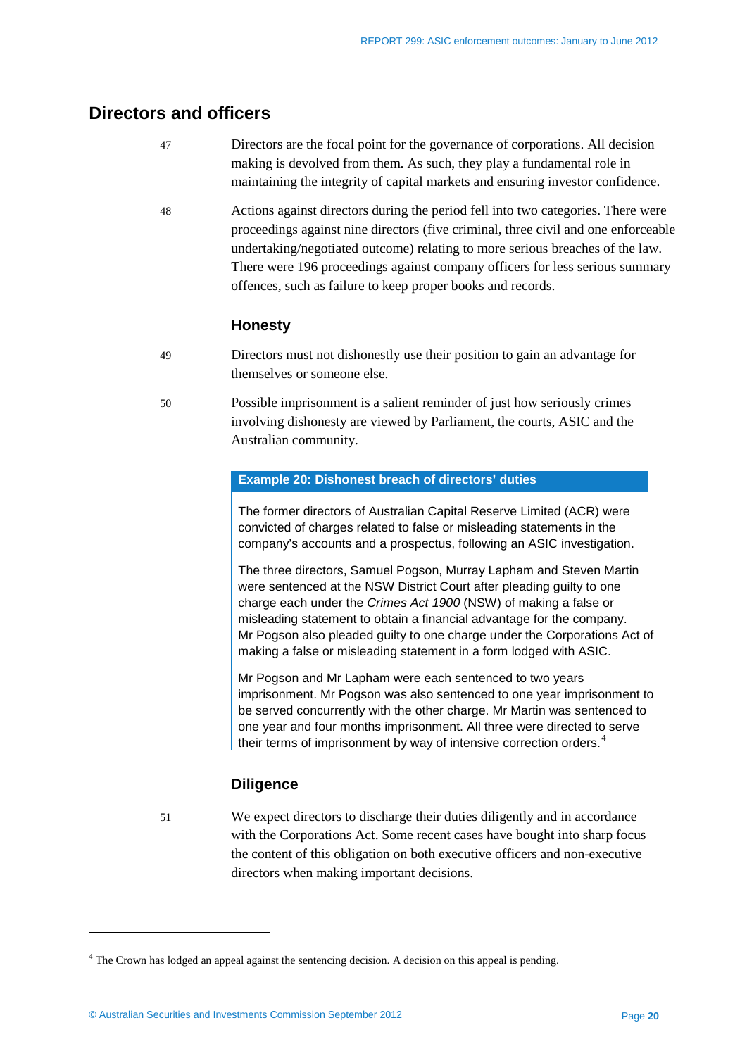## Directors and officers

47 Directors are the focal point for the governance of corporations. All decision making is devolved from them. As such, they play a fundamental role in maintaining the integrity of capital markets and ensuring investor confidence.

48 Actions against directors during the period fell into two categories. There were proceedings against nine directors (five criminal, three civil and one enforceable undertaking/negotiated outcome) relating to more serious breaches of the law. There were 196 proceedings against company officers for less serious summary offences, such as failure to keep proper books and records.

### Honesty

49 Directors must not dishonestly use their position to gain an advantage for themselves or someone else.

50 Possible imprisonment is a salient reminder of just how seriously crimes involving dishonesty are viewed by Parliament, the courts, ASIC and the Australian community.

> **Example 20: Dishonest breach of directors' duties**
>
> The former directors of Australian Capital Reserve Limited (ACR) were convicted of charges related to false or misleading statements in the company's accounts and a prospectus, following an ASIC investigation.
>
> The three directors, Samuel Pogson, Murray Lapham and Steven Martin were sentenced at the NSW District Court after pleading guilty to one charge each under the *Crimes Act 1900* (NSW) of making a false or misleading statement to obtain a financial advantage for the company. Mr Pogson also pleaded guilty to one charge under the Corporations Act of making a false or misleading statement in a form lodged with ASIC.
>
> Mr Pogson and Mr Lapham were each sentenced to two years imprisonment. Mr Pogson was also sentenced to one year imprisonment to be served concurrently with the other charge. Mr Martin was sentenced to one year and four months imprisonment. All three were directed to serve their terms of imprisonment by way of intensive correction orders.[4]

### Diligence

51 We expect directors to discharge their duties diligently and in accordance with the Corporations Act. Some recent cases have bought into sharp focus the content of this obligation on both executive officers and non-executive directors when making important decisions.

---

[4] The Crown has lodged an appeal against the sentencing decision. A decision on this appeal is pending.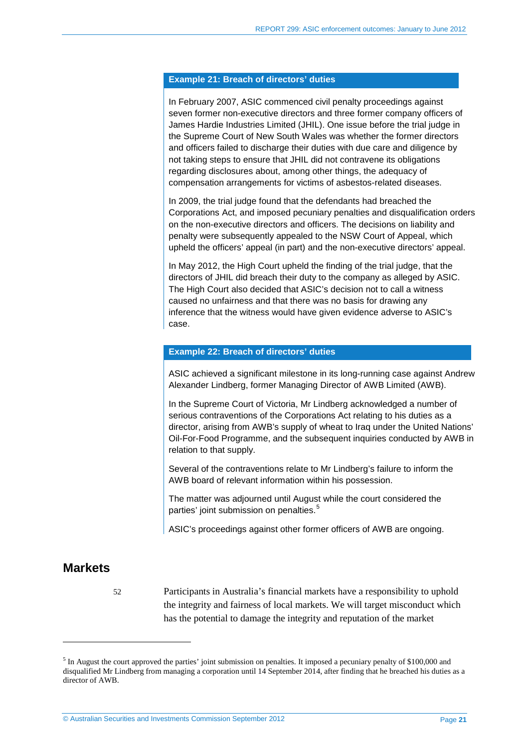**Example 21: Breach of directors' duties**

In February 2007, ASIC commenced civil penalty proceedings against seven former non-executive directors and three former company officers of James Hardie Industries Limited (JHIL). One issue before the trial judge in the Supreme Court of New South Wales was whether the former directors and officers failed to discharge their duties with due care and diligence by not taking steps to ensure that JHIL did not contravene its obligations regarding disclosures about, among other things, the adequacy of compensation arrangements for victims of asbestos-related diseases.

In 2009, the trial judge found that the defendants had breached the Corporations Act, and imposed pecuniary penalties and disqualification orders on the non-executive directors and officers. The decisions on liability and penalty were subsequently appealed to the NSW Court of Appeal, which upheld the officers' appeal (in part) and the non-executive directors' appeal.

In May 2012, the High Court upheld the finding of the trial judge, that the directors of JHIL did breach their duty to the company as alleged by ASIC. The High Court also decided that ASIC's decision not to call a witness caused no unfairness and that there was no basis for drawing any inference that the witness would have given evidence adverse to ASIC's case.

**Example 22: Breach of directors' duties**

ASIC achieved a significant milestone in its long-running case against Andrew Alexander Lindberg, former Managing Director of AWB Limited (AWB).

In the Supreme Court of Victoria, Mr Lindberg acknowledged a number of serious contraventions of the Corporations Act relating to his duties as a director, arising from AWB's supply of wheat to Iraq under the United Nations' Oil-For-Food Programme, and the subsequent inquiries conducted by AWB in relation to that supply.

Several of the contraventions relate to Mr Lindberg's failure to inform the AWB board of relevant information within his possession.

The matter was adjourned until August while the court considered the parties' joint submission on penalties.[5]

ASIC's proceedings against other former officers of AWB are ongoing.

## Markets

52 Participants in Australia's financial markets have a responsibility to uphold the integrity and fairness of local markets. We will target misconduct which has the potential to damage the integrity and reputation of the market

---

[5] In August the court approved the parties' joint submission on penalties. It imposed a pecuniary penalty of $100,000 and disqualified Mr Lindberg from managing a corporation until 14 September 2014, after finding that he breached his duties as a director of AWB.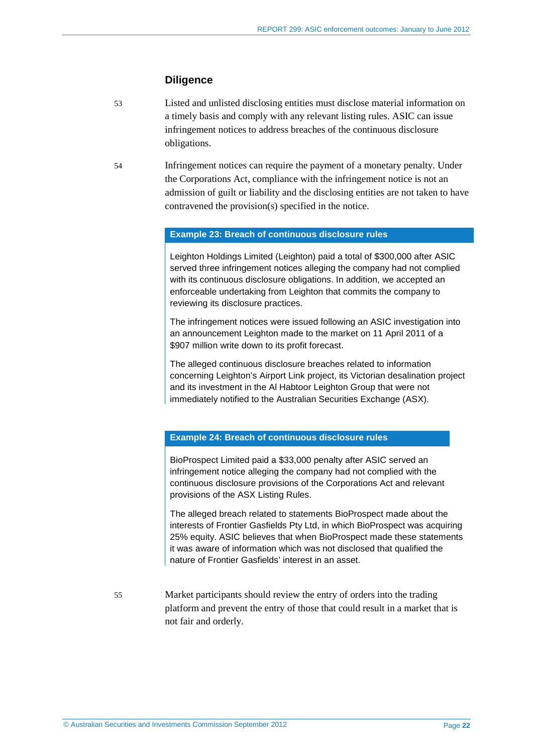## Diligence

53 Listed and unlisted disclosing entities must disclose material information on a timely basis and comply with any relevant listing rules. ASIC can issue infringement notices to address breaches of the continuous disclosure obligations.

54 Infringement notices can require the payment of a monetary penalty. Under the Corporations Act, compliance with the infringement notice is not an admission of guilt or liability and the disclosing entities are not taken to have contravened the provision(s) specified in the notice.

**Example 23: Breach of continuous disclosure rules**

Leighton Holdings Limited (Leighton) paid a total of $300,000 after ASIC served three infringement notices alleging the company had not complied with its continuous disclosure obligations. In addition, we accepted an enforceable undertaking from Leighton that commits the company to reviewing its disclosure practices.

The infringement notices were issued following an ASIC investigation into an announcement Leighton made to the market on 11 April 2011 of a $907 million write down to its profit forecast.

The alleged continuous disclosure breaches related to information concerning Leighton's Airport Link project, its Victorian desalination project and its investment in the Al Habtoor Leighton Group that were not immediately notified to the Australian Securities Exchange (ASX).

**Example 24: Breach of continuous disclosure rules**

BioProspect Limited paid a $33,000 penalty after ASIC served an infringement notice alleging the company had not complied with the continuous disclosure provisions of the Corporations Act and relevant provisions of the ASX Listing Rules.

The alleged breach related to statements BioProspect made about the interests of Frontier Gasfields Pty Ltd, in which BioProspect was acquiring 25% equity. ASIC believes that when BioProspect made these statements it was aware of information which was not disclosed that qualified the nature of Frontier Gasfields' interest in an asset.

55 Market participants should review the entry of orders into the trading platform and prevent the entry of those that could result in a market that is not fair and orderly.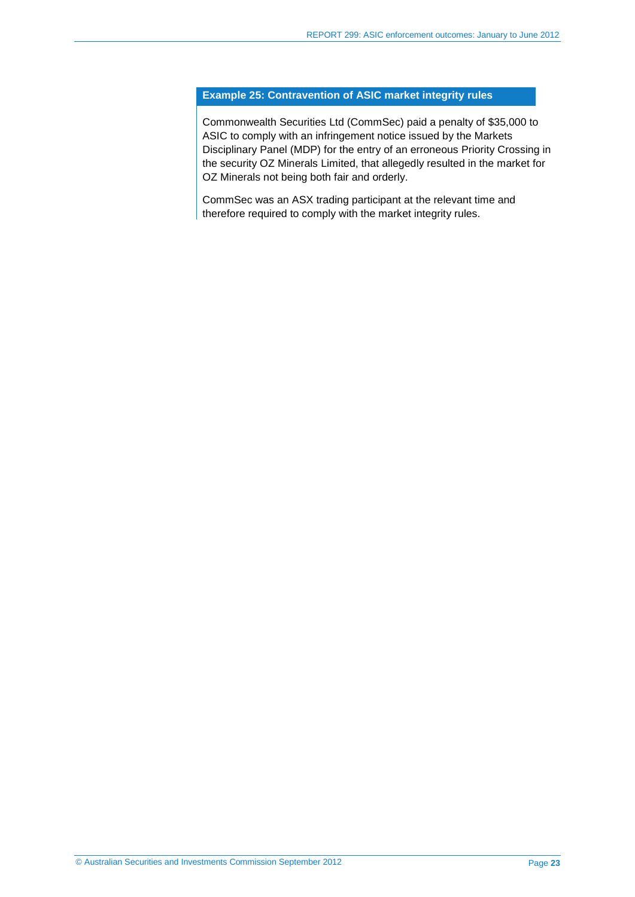**Example 25: Contravention of ASIC market integrity rules**

Commonwealth Securities Ltd (CommSec) paid a penalty of $35,000 to ASIC to comply with an infringement notice issued by the Markets Disciplinary Panel (MDP) for the entry of an erroneous Priority Crossing in the security OZ Minerals Limited, that allegedly resulted in the market for OZ Minerals not being both fair and orderly.

CommSec was an ASX trading participant at the relevant time and therefore required to comply with the market integrity rules.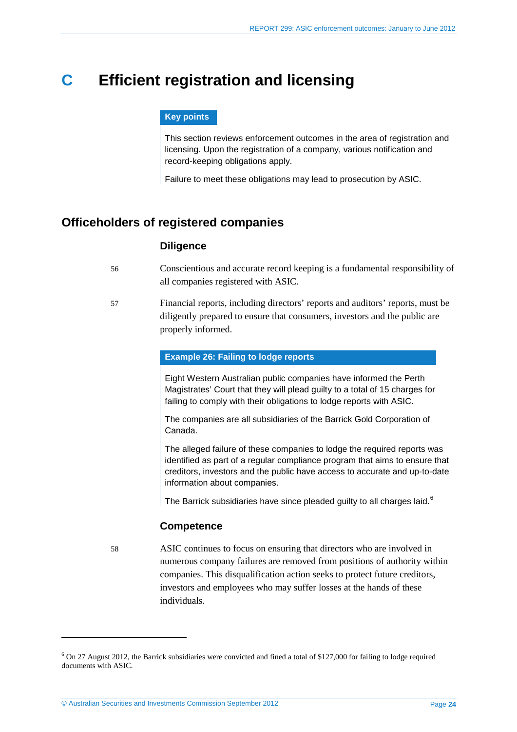# C Efficient registration and licensing

**Key points**

This section reviews enforcement outcomes in the area of registration and licensing. Upon the registration of a company, various notification and record-keeping obligations apply.

Failure to meet these obligations may lead to prosecution by ASIC.

## Officeholders of registered companies

### Diligence

56 Conscientious and accurate record keeping is a fundamental responsibility of all companies registered with ASIC.

57 Financial reports, including directors' reports and auditors' reports, must be diligently prepared to ensure that consumers, investors and the public are properly informed.

**Example 26: Failing to lodge reports**

Eight Western Australian public companies have informed the Perth Magistrates' Court that they will plead guilty to a total of 15 charges for failing to comply with their obligations to lodge reports with ASIC.

The companies are all subsidiaries of the Barrick Gold Corporation of Canada.

The alleged failure of these companies to lodge the required reports was identified as part of a regular compliance program that aims to ensure that creditors, investors and the public have access to accurate and up-to-date information about companies.

The Barrick subsidiaries have since pleaded guilty to all charges laid.[6]

### Competence

58 ASIC continues to focus on ensuring that directors who are involved in numerous company failures are removed from positions of authority within companies. This disqualification action seeks to protect future creditors, investors and employees who may suffer losses at the hands of these individuals.

---

[6] On 27 August 2012, the Barrick subsidiaries were convicted and fined a total of $127,000 for failing to lodge required documents with ASIC.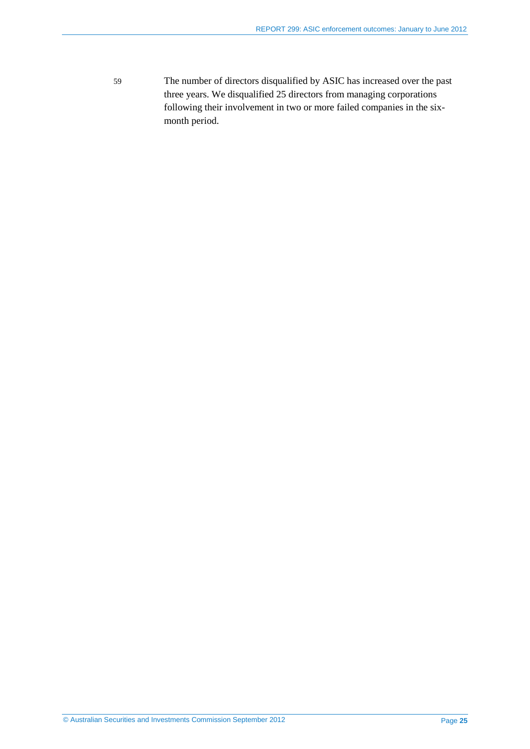59 The number of directors disqualified by ASIC has increased over the past three years. We disqualified 25 directors from managing corporations following their involvement in two or more failed companies in the six-month period.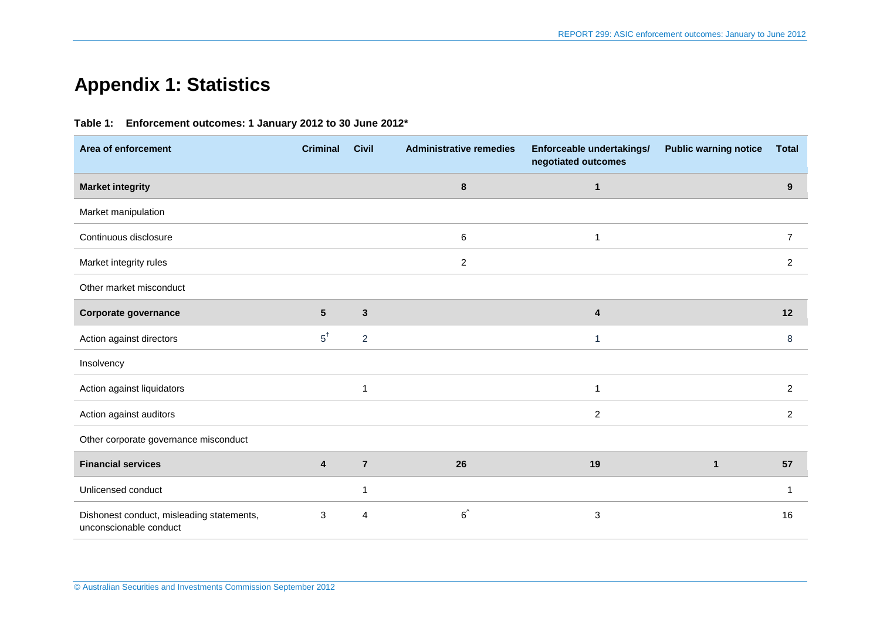# Appendix 1: Statistics

**Table 1: Enforcement outcomes: 1 January 2012 to 30 June 2012***

| Area of enforcement | Criminal | Civil | Administrative remedies | Enforceable undertakings/ negotiated outcomes | Public warning notice | Total |
|---|---|---|---|---|---|---|
| **Market integrity** | | | **8** | **1** | | **9** |
| Market manipulation | | | | | | |
| Continuous disclosure | | | 6 | 1 | | 7 |
| Market integrity rules | | | 2 | | | 2 |
| Other market misconduct | | | | | | |
| **Corporate governance** | **5** | **3** | | **4** | | **12** |
| Action against directors | 5[†] | 2 | | 1 | | 8 |
| Insolvency | | | | | | |
| Action against liquidators | | 1 | | 1 | | 2 |
| Action against auditors | | | | 2 | | 2 |
| Other corporate governance misconduct | | | | | | |
| **Financial services** | **4** | **7** | **26** | **19** | **1** | **57** |
| Unlicensed conduct | | 1 | | | | 1 |
| Dishonest conduct, misleading statements, unconscionable conduct | 3 | 4 | 6[^] | 3 | | 16 |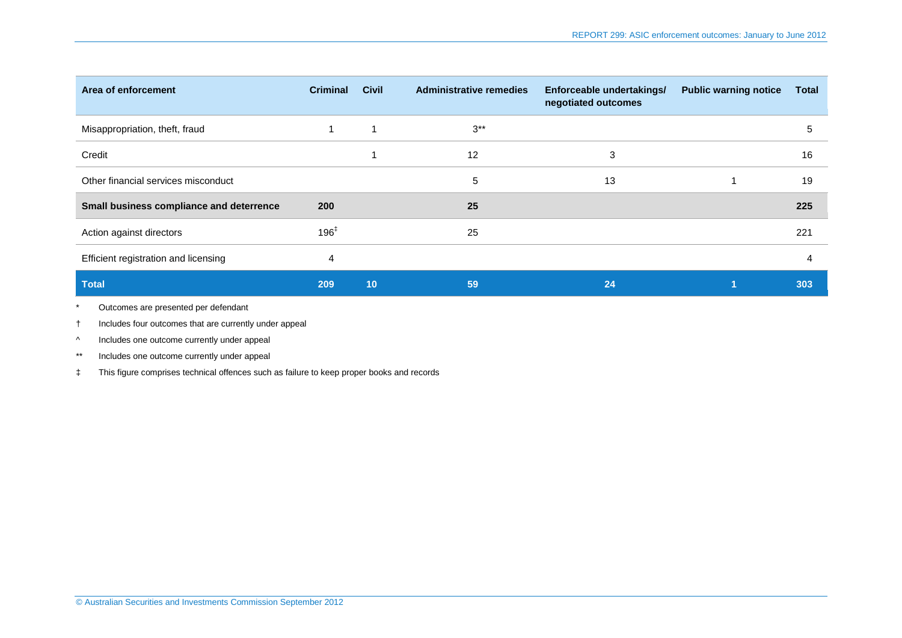| Area of enforcement | Criminal | Civil | Administrative remedies | Enforceable undertakings/ negotiated outcomes | Public warning notice | Total |
|---|---|---|---|---|---|---|
| Misappropriation, theft, fraud | 1 | 1 | 3** | | | 5 |
| Credit | | 1 | 12 | 3 | | 16 |
| Other financial services misconduct | | | 5 | 13 | 1 | 19 |
| **Small business compliance and deterrence** | **200** | | **25** | | | **225** |
| Action against directors | 196‡ | | 25 | | | 221 |
| Efficient registration and licensing | 4 | | | | | 4 |
| **Total** | **209** | **10** | **59** | **24** | **1** | **303** |

* Outcomes are presented per defendant

† Includes four outcomes that are currently under appeal

^ Includes one outcome currently under appeal

** Includes one outcome currently under appeal

‡ This figure comprises technical offences such as failure to keep proper books and records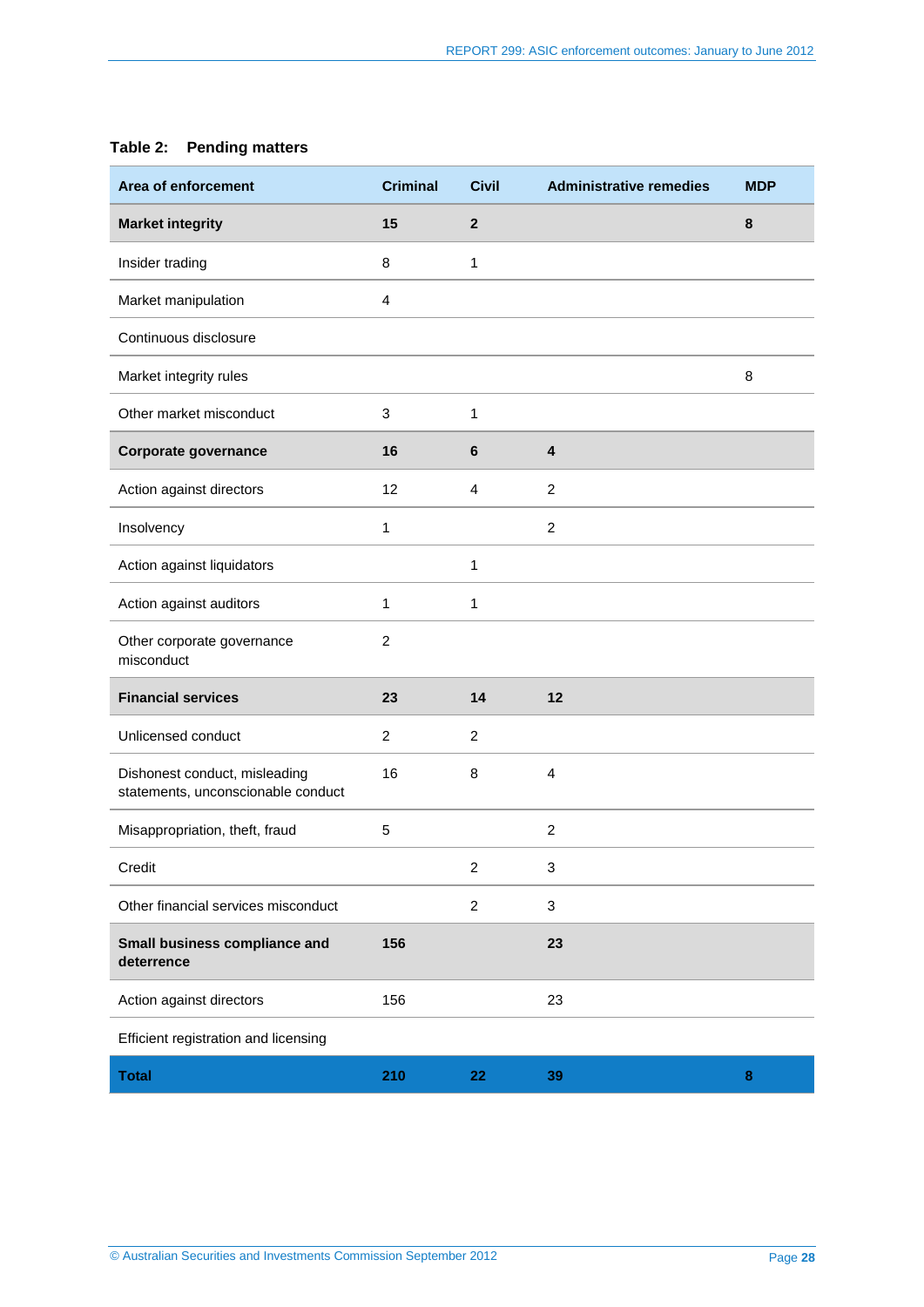**Table 2: Pending matters**

| Area of enforcement | Criminal | Civil | Administrative remedies | MDP |
|---|---|---|---|---|
| **Market integrity** | **15** | **2** | | **8** |
| Insider trading | 8 | 1 | | |
| Market manipulation | 4 | | | |
| Continuous disclosure | | | | |
| Market integrity rules | | | | 8 |
| Other market misconduct | 3 | 1 | | |
| **Corporate governance** | **16** | **6** | **4** | |
| Action against directors | 12 | 4 | 2 | |
| Insolvency | 1 | | 2 | |
| Action against liquidators | | 1 | | |
| Action against auditors | 1 | 1 | | |
| Other corporate governance misconduct | 2 | | | |
| **Financial services** | **23** | **14** | **12** | |
| Unlicensed conduct | 2 | 2 | | |
| Dishonest conduct, misleading statements, unconscionable conduct | 16 | 8 | 4 | |
| Misappropriation, theft, fraud | 5 | | 2 | |
| Credit | | 2 | 3 | |
| Other financial services misconduct | | 2 | 3 | |
| **Small business compliance and deterrence** | **156** | | **23** | |
| Action against directors | 156 | | 23 | |
| Efficient registration and licensing | | | | |
| **Total** | **210** | **22** | **39** | **8** |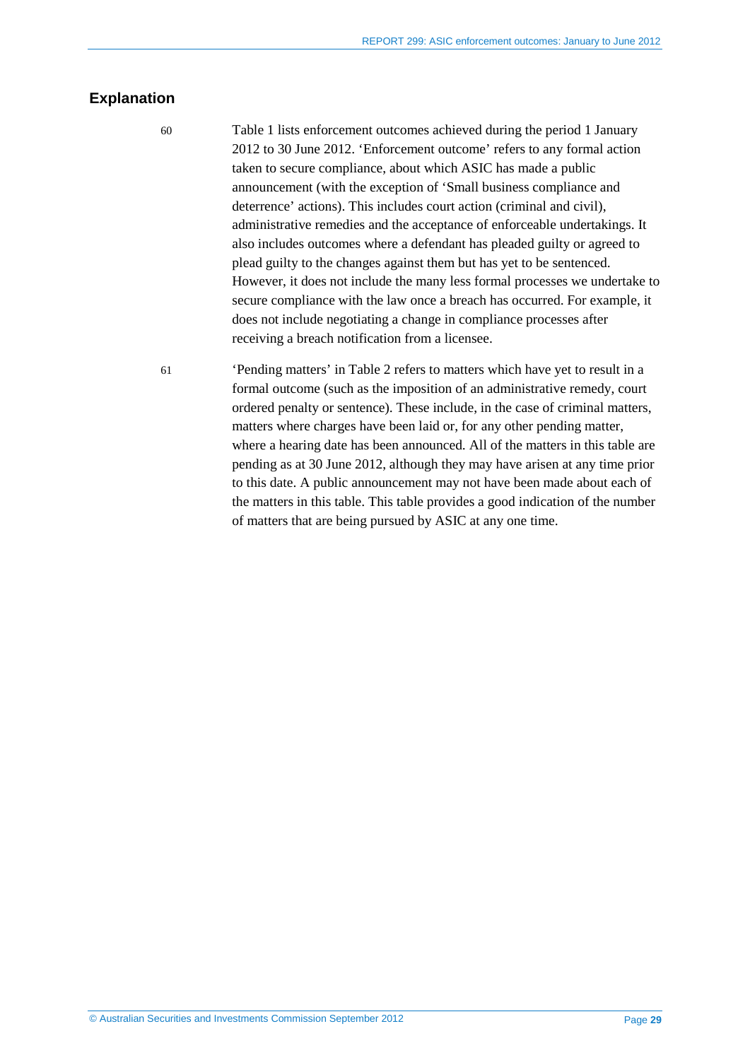## Explanation

60 Table 1 lists enforcement outcomes achieved during the period 1 January 2012 to 30 June 2012. 'Enforcement outcome' refers to any formal action taken to secure compliance, about which ASIC has made a public announcement (with the exception of 'Small business compliance and deterrence' actions). This includes court action (criminal and civil), administrative remedies and the acceptance of enforceable undertakings. It also includes outcomes where a defendant has pleaded guilty or agreed to plead guilty to the changes against them but has yet to be sentenced. However, it does not include the many less formal processes we undertake to secure compliance with the law once a breach has occurred. For example, it does not include negotiating a change in compliance processes after receiving a breach notification from a licensee.

61 'Pending matters' in Table 2 refers to matters which have yet to result in a formal outcome (such as the imposition of an administrative remedy, court ordered penalty or sentence). These include, in the case of criminal matters, matters where charges have been laid or, for any other pending matter, where a hearing date has been announced. All of the matters in this table are pending as at 30 June 2012, although they may have arisen at any time prior to this date. A public announcement may not have been made about each of the matters in this table. This table provides a good indication of the number of matters that are being pursued by ASIC at any one time.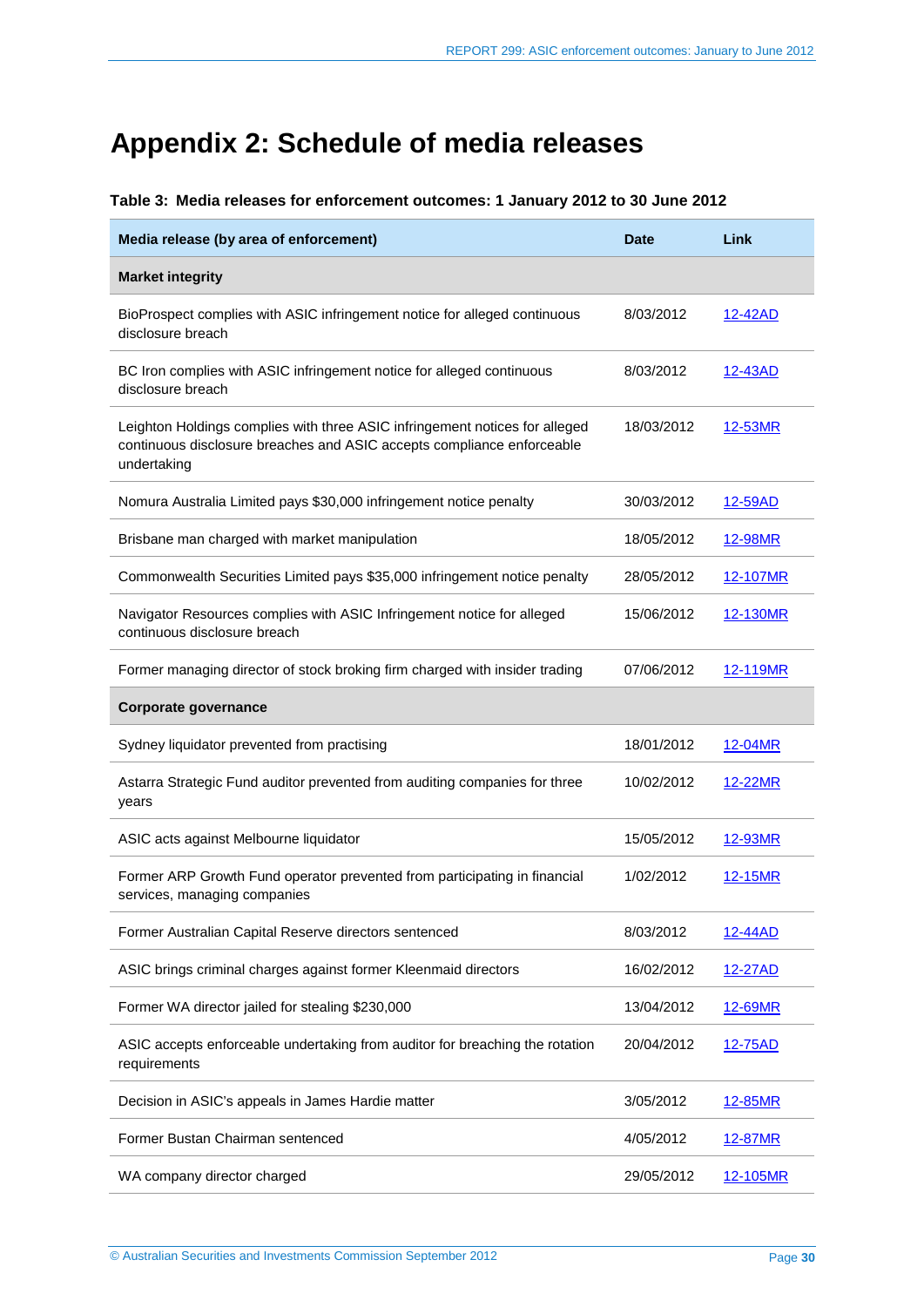# Appendix 2: Schedule of media releases

**Table 3: Media releases for enforcement outcomes: 1 January 2012 to 30 June 2012**

| Media release (by area of enforcement) | Date | Link |
|---|---|---|
| **Market integrity** | | |
| BioProspect complies with ASIC infringement notice for alleged continuous disclosure breach | 8/03/2012 | 12-42AD |
| BC Iron complies with ASIC infringement notice for alleged continuous disclosure breach | 8/03/2012 | 12-43AD |
| Leighton Holdings complies with three ASIC infringement notices for alleged continuous disclosure breaches and ASIC accepts compliance enforceable undertaking | 18/03/2012 | 12-53MR |
| Nomura Australia Limited pays $30,000 infringement notice penalty | 30/03/2012 | 12-59AD |
| Brisbane man charged with market manipulation | 18/05/2012 | 12-98MR |
| Commonwealth Securities Limited pays $35,000 infringement notice penalty | 28/05/2012 | 12-107MR |
| Navigator Resources complies with ASIC Infringement notice for alleged continuous disclosure breach | 15/06/2012 | 12-130MR |
| Former managing director of stock broking firm charged with insider trading | 07/06/2012 | 12-119MR |
| **Corporate governance** | | |
| Sydney liquidator prevented from practising | 18/01/2012 | 12-04MR |
| Astarra Strategic Fund auditor prevented from auditing companies for three years | 10/02/2012 | 12-22MR |
| ASIC acts against Melbourne liquidator | 15/05/2012 | 12-93MR |
| Former ARP Growth Fund operator prevented from participating in financial services, managing companies | 1/02/2012 | 12-15MR |
| Former Australian Capital Reserve directors sentenced | 8/03/2012 | 12-44AD |
| ASIC brings criminal charges against former Kleenmaid directors | 16/02/2012 | 12-27AD |
| Former WA director jailed for stealing $230,000 | 13/04/2012 | 12-69MR |
| ASIC accepts enforceable undertaking from auditor for breaching the rotation requirements | 20/04/2012 | 12-75AD |
| Decision in ASIC's appeals in James Hardie matter | 3/05/2012 | 12-85MR |
| Former Bustan Chairman sentenced | 4/05/2012 | 12-87MR |
| WA company director charged | 29/05/2012 | 12-105MR |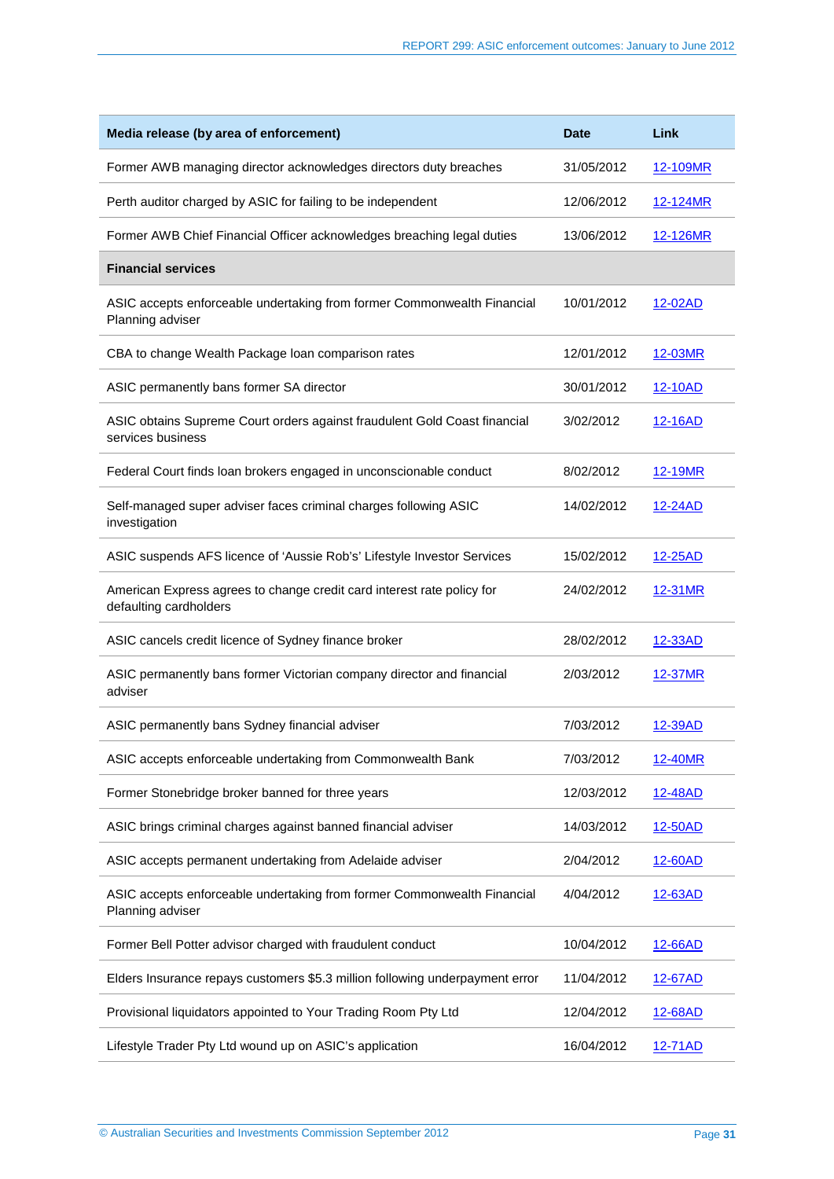| Media release (by area of enforcement) | Date | Link |
|---|---|---|
| Former AWB managing director acknowledges directors duty breaches | 31/05/2012 | 12-109MR |
| Perth auditor charged by ASIC for failing to be independent | 12/06/2012 | 12-124MR |
| Former AWB Chief Financial Officer acknowledges breaching legal duties | 13/06/2012 | 12-126MR |
| **Financial services** | | |
| ASIC accepts enforceable undertaking from former Commonwealth Financial Planning adviser | 10/01/2012 | 12-02AD |
| CBA to change Wealth Package loan comparison rates | 12/01/2012 | 12-03MR |
| ASIC permanently bans former SA director | 30/01/2012 | 12-10AD |
| ASIC obtains Supreme Court orders against fraudulent Gold Coast financial services business | 3/02/2012 | 12-16AD |
| Federal Court finds loan brokers engaged in unconscionable conduct | 8/02/2012 | 12-19MR |
| Self-managed super adviser faces criminal charges following ASIC investigation | 14/02/2012 | 12-24AD |
| ASIC suspends AFS licence of 'Aussie Rob's' Lifestyle Investor Services | 15/02/2012 | 12-25AD |
| American Express agrees to change credit card interest rate policy for defaulting cardholders | 24/02/2012 | 12-31MR |
| ASIC cancels credit licence of Sydney finance broker | 28/02/2012 | 12-33AD |
| ASIC permanently bans former Victorian company director and financial adviser | 2/03/2012 | 12-37MR |
| ASIC permanently bans Sydney financial adviser | 7/03/2012 | 12-39AD |
| ASIC accepts enforceable undertaking from Commonwealth Bank | 7/03/2012 | 12-40MR |
| Former Stonebridge broker banned for three years | 12/03/2012 | 12-48AD |
| ASIC brings criminal charges against banned financial adviser | 14/03/2012 | 12-50AD |
| ASIC accepts permanent undertaking from Adelaide adviser | 2/04/2012 | 12-60AD |
| ASIC accepts enforceable undertaking from former Commonwealth Financial Planning adviser | 4/04/2012 | 12-63AD |
| Former Bell Potter advisor charged with fraudulent conduct | 10/04/2012 | 12-66AD |
| Elders Insurance repays customers $5.3 million following underpayment error | 11/04/2012 | 12-67AD |
| Provisional liquidators appointed to Your Trading Room Pty Ltd | 12/04/2012 | 12-68AD |
| Lifestyle Trader Pty Ltd wound up on ASIC's application | 16/04/2012 | 12-71AD |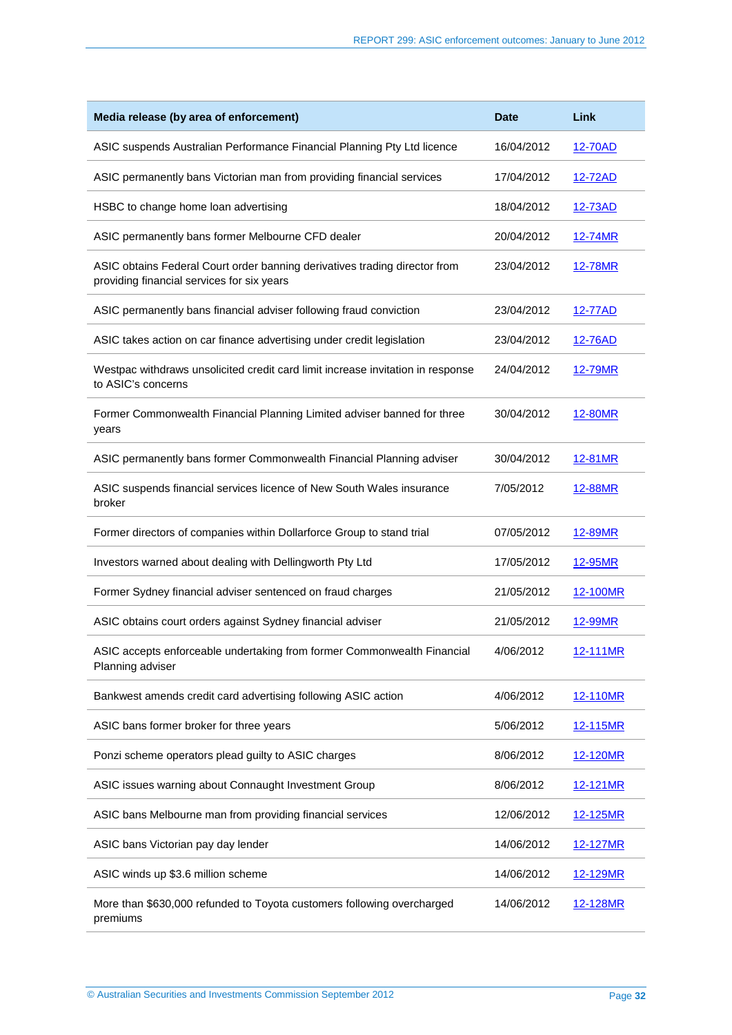| Media release (by area of enforcement) | Date | Link |
|---|---|---|
| ASIC suspends Australian Performance Financial Planning Pty Ltd licence | 16/04/2012 | 12-70AD |
| ASIC permanently bans Victorian man from providing financial services | 17/04/2012 | 12-72AD |
| HSBC to change home loan advertising | 18/04/2012 | 12-73AD |
| ASIC permanently bans former Melbourne CFD dealer | 20/04/2012 | 12-74MR |
| ASIC obtains Federal Court order banning derivatives trading director from providing financial services for six years | 23/04/2012 | 12-78MR |
| ASIC permanently bans financial adviser following fraud conviction | 23/04/2012 | 12-77AD |
| ASIC takes action on car finance advertising under credit legislation | 23/04/2012 | 12-76AD |
| Westpac withdraws unsolicited credit card limit increase invitation in response to ASIC's concerns | 24/04/2012 | 12-79MR |
| Former Commonwealth Financial Planning Limited adviser banned for three years | 30/04/2012 | 12-80MR |
| ASIC permanently bans former Commonwealth Financial Planning adviser | 30/04/2012 | 12-81MR |
| ASIC suspends financial services licence of New South Wales insurance broker | 7/05/2012 | 12-88MR |
| Former directors of companies within Dollarforce Group to stand trial | 07/05/2012 | 12-89MR |
| Investors warned about dealing with Dellingworth Pty Ltd | 17/05/2012 | 12-95MR |
| Former Sydney financial adviser sentenced on fraud charges | 21/05/2012 | 12-100MR |
| ASIC obtains court orders against Sydney financial adviser | 21/05/2012 | 12-99MR |
| ASIC accepts enforceable undertaking from former Commonwealth Financial Planning adviser | 4/06/2012 | 12-111MR |
| Bankwest amends credit card advertising following ASIC action | 4/06/2012 | 12-110MR |
| ASIC bans former broker for three years | 5/06/2012 | 12-115MR |
| Ponzi scheme operators plead guilty to ASIC charges | 8/06/2012 | 12-120MR |
| ASIC issues warning about Connaught Investment Group | 8/06/2012 | 12-121MR |
| ASIC bans Melbourne man from providing financial services | 12/06/2012 | 12-125MR |
| ASIC bans Victorian pay day lender | 14/06/2012 | 12-127MR |
| ASIC winds up $3.6 million scheme | 14/06/2012 | 12-129MR |
| More than $630,000 refunded to Toyota customers following overcharged premiums | 14/06/2012 | 12-128MR |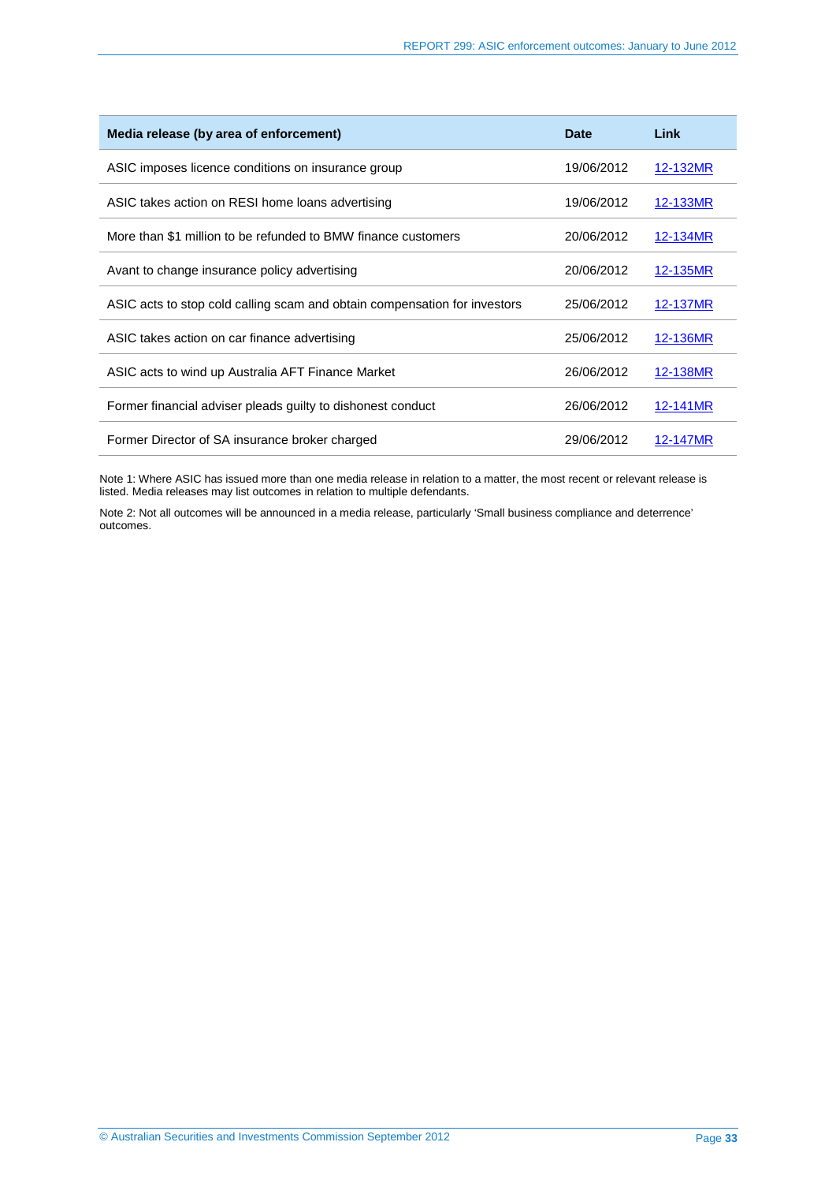| Media release (by area of enforcement) | Date | Link |
|---|---|---|
| ASIC imposes licence conditions on insurance group | 19/06/2012 | 12-132MR |
| ASIC takes action on RESI home loans advertising | 19/06/2012 | 12-133MR |
| More than $1 million to be refunded to BMW finance customers | 20/06/2012 | 12-134MR |
| Avant to change insurance policy advertising | 20/06/2012 | 12-135MR |
| ASIC acts to stop cold calling scam and obtain compensation for investors | 25/06/2012 | 12-137MR |
| ASIC takes action on car finance advertising | 25/06/2012 | 12-136MR |
| ASIC acts to wind up Australia AFT Finance Market | 26/06/2012 | 12-138MR |
| Former financial adviser pleads guilty to dishonest conduct | 26/06/2012 | 12-141MR |
| Former Director of SA insurance broker charged | 29/06/2012 | 12-147MR |

Note 1: Where ASIC has issued more than one media release in relation to a matter, the most recent or relevant release is listed. Media releases may list outcomes in relation to multiple defendants.

Note 2: Not all outcomes will be announced in a media release, particularly 'Small business compliance and deterrence' outcomes.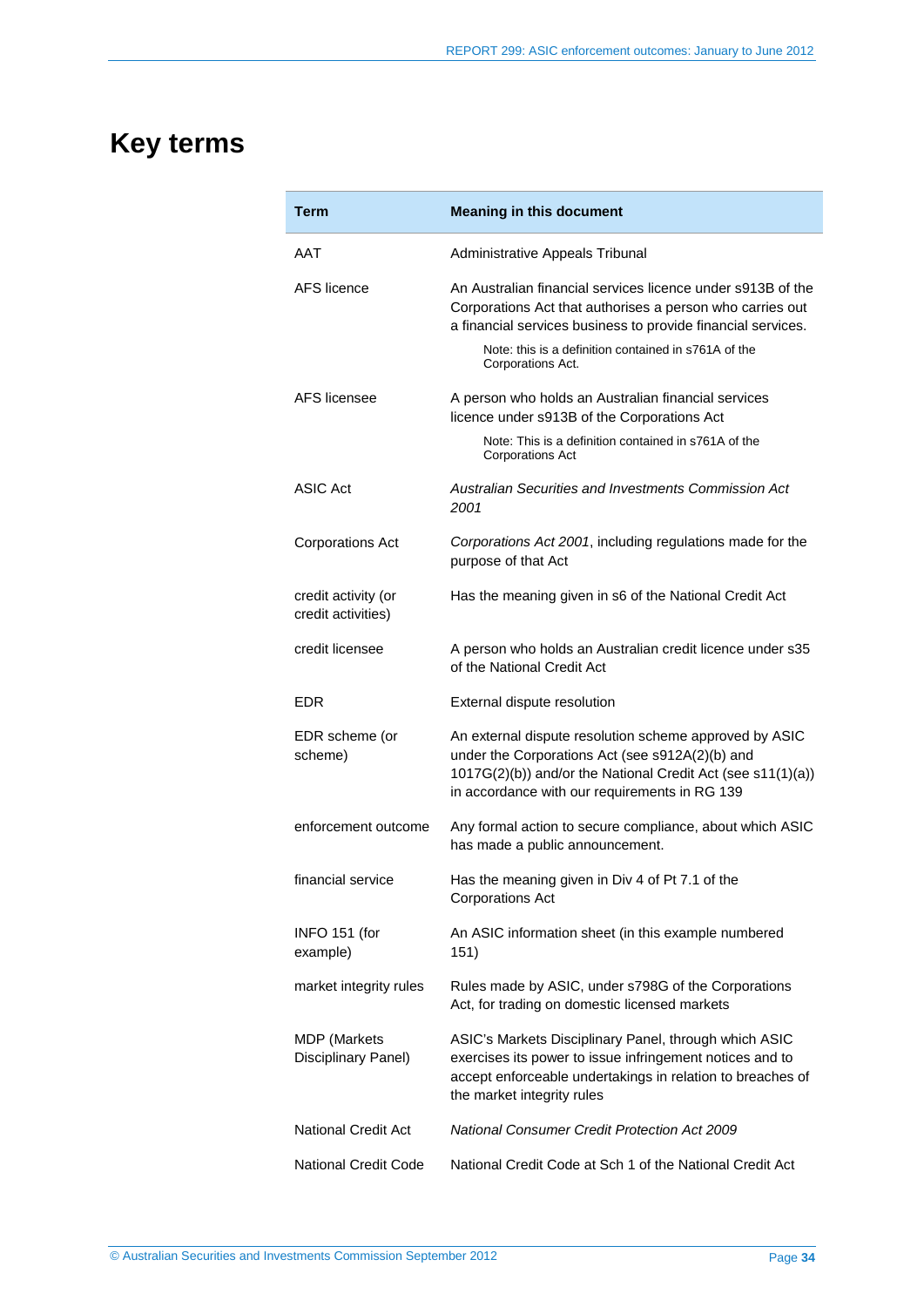# Key terms

| Term | Meaning in this document |
| --- | --- |
| AAT | Administrative Appeals Tribunal |
| AFS licence | An Australian financial services licence under s913B of the Corporations Act that authorises a person who carries out a financial services business to provide financial services.<br><br>Note: this is a definition contained in s761A of the Corporations Act. |
| AFS licensee | A person who holds an Australian financial services licence under s913B of the Corporations Act<br><br>Note: This is a definition contained in s761A of the Corporations Act |
| ASIC Act | *Australian Securities and Investments Commission Act 2001* |
| Corporations Act | *Corporations Act 2001*, including regulations made for the purpose of that Act |
| credit activity (or credit activities) | Has the meaning given in s6 of the National Credit Act |
| credit licensee | A person who holds an Australian credit licence under s35 of the National Credit Act |
| EDR | External dispute resolution |
| EDR scheme (or scheme) | An external dispute resolution scheme approved by ASIC under the Corporations Act (see s912A(2)(b) and 1017G(2)(b)) and/or the National Credit Act (see s11(1)(a)) in accordance with our requirements in RG 139 |
| enforcement outcome | Any formal action to secure compliance, about which ASIC has made a public announcement. |
| financial service | Has the meaning given in Div 4 of Pt 7.1 of the Corporations Act |
| INFO 151 (for example) | An ASIC information sheet (in this example numbered 151) |
| market integrity rules | Rules made by ASIC, under s798G of the Corporations Act, for trading on domestic licensed markets |
| MDP (Markets Disciplinary Panel) | ASIC's Markets Disciplinary Panel, through which ASIC exercises its power to issue infringement notices and to accept enforceable undertakings in relation to breaches of the market integrity rules |
| National Credit Act | *National Consumer Credit Protection Act 2009* |
| National Credit Code | National Credit Code at Sch 1 of the National Credit Act |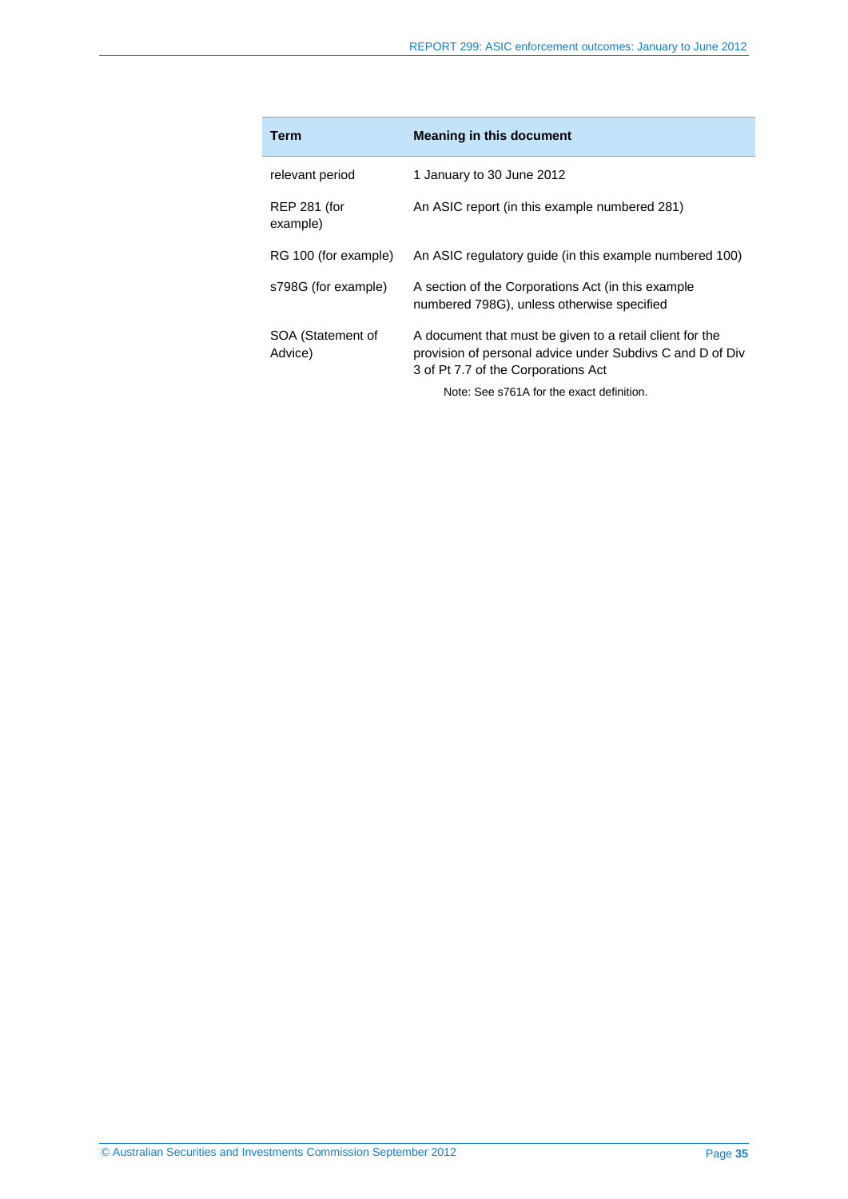| Term | Meaning in this document |
|---|---|
| relevant period | 1 January to 30 June 2012 |
| REP 281 (for example) | An ASIC report (in this example numbered 281) |
| RG 100 (for example) | An ASIC regulatory guide (in this example numbered 100) |
| s798G (for example) | A section of the Corporations Act (in this example numbered 798G), unless otherwise specified |
| SOA (Statement of Advice) | A document that must be given to a retail client for the provision of personal advice under Subdivs C and D of Div 3 of Pt 7.7 of the Corporations Act<br><br>Note: See s761A for the exact definition. |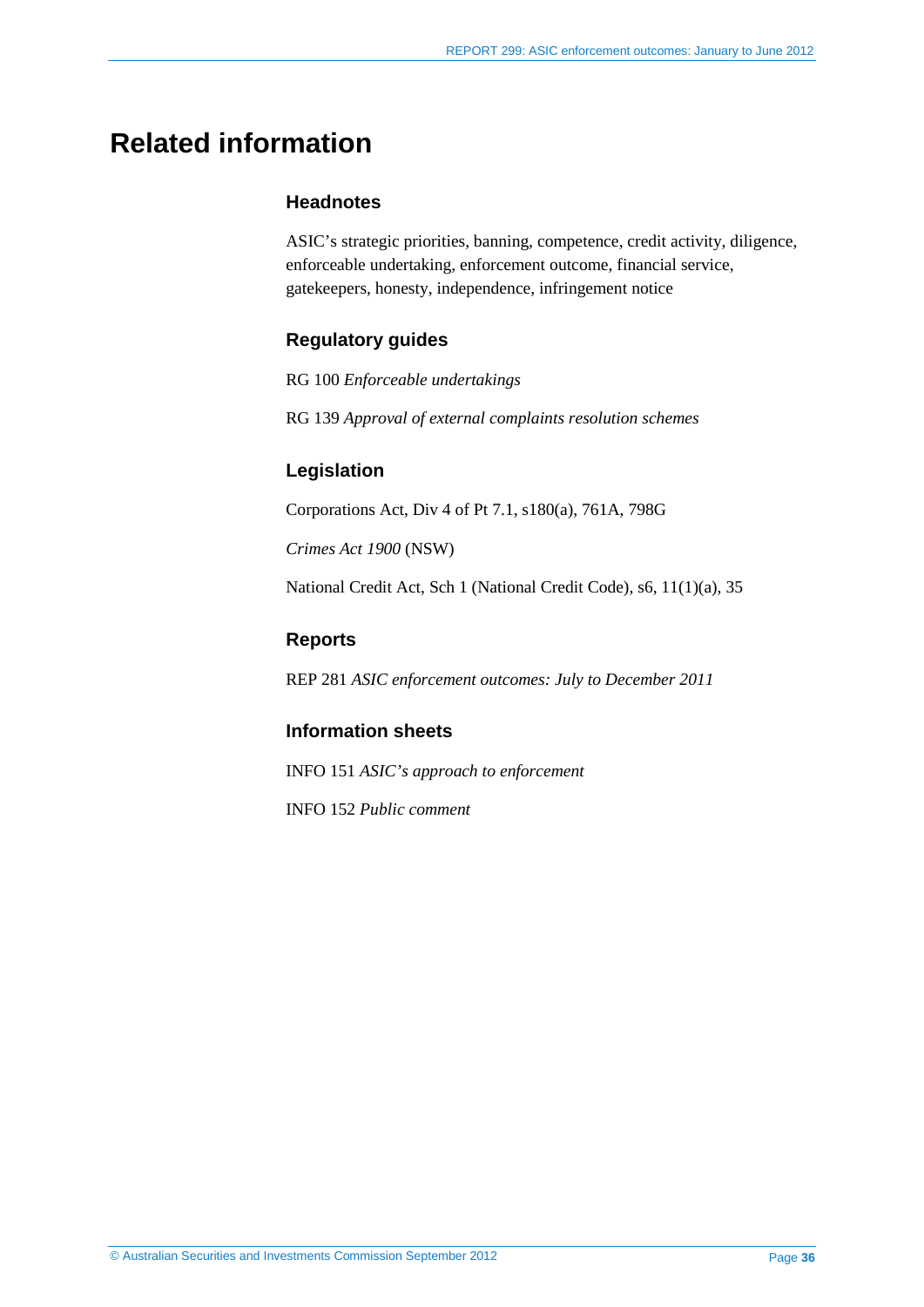# Related information

### Headnotes

ASIC's strategic priorities, banning, competence, credit activity, diligence, enforceable undertaking, enforcement outcome, financial service, gatekeepers, honesty, independence, infringement notice

### Regulatory guides

RG 100 *Enforceable undertakings*

RG 139 *Approval of external complaints resolution schemes*

### Legislation

Corporations Act, Div 4 of Pt 7.1, s180(a), 761A, 798G

*Crimes Act 1900* (NSW)

National Credit Act, Sch 1 (National Credit Code), s6, 11(1)(a), 35

### Reports

REP 281 *ASIC enforcement outcomes: July to December 2011*

### Information sheets

INFO 151 *ASIC's approach to enforcement*

INFO 152 *Public comment*